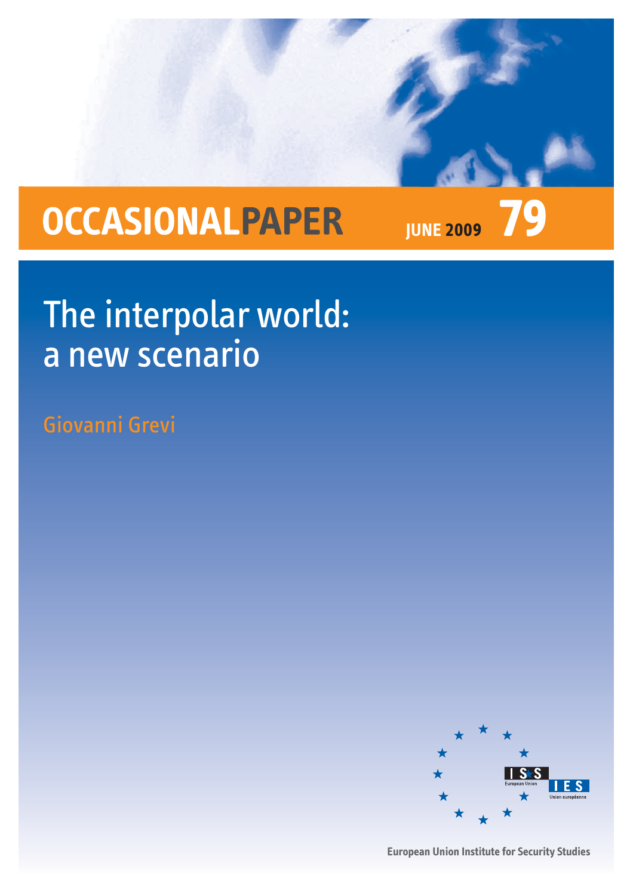**OCCASIONALPAPER** JUNE 2009 **79**

# The interpolar world: a new scenario

Giovanni Grevi

ISS European Union
IES Union européenne

European Union Institute for Security Studies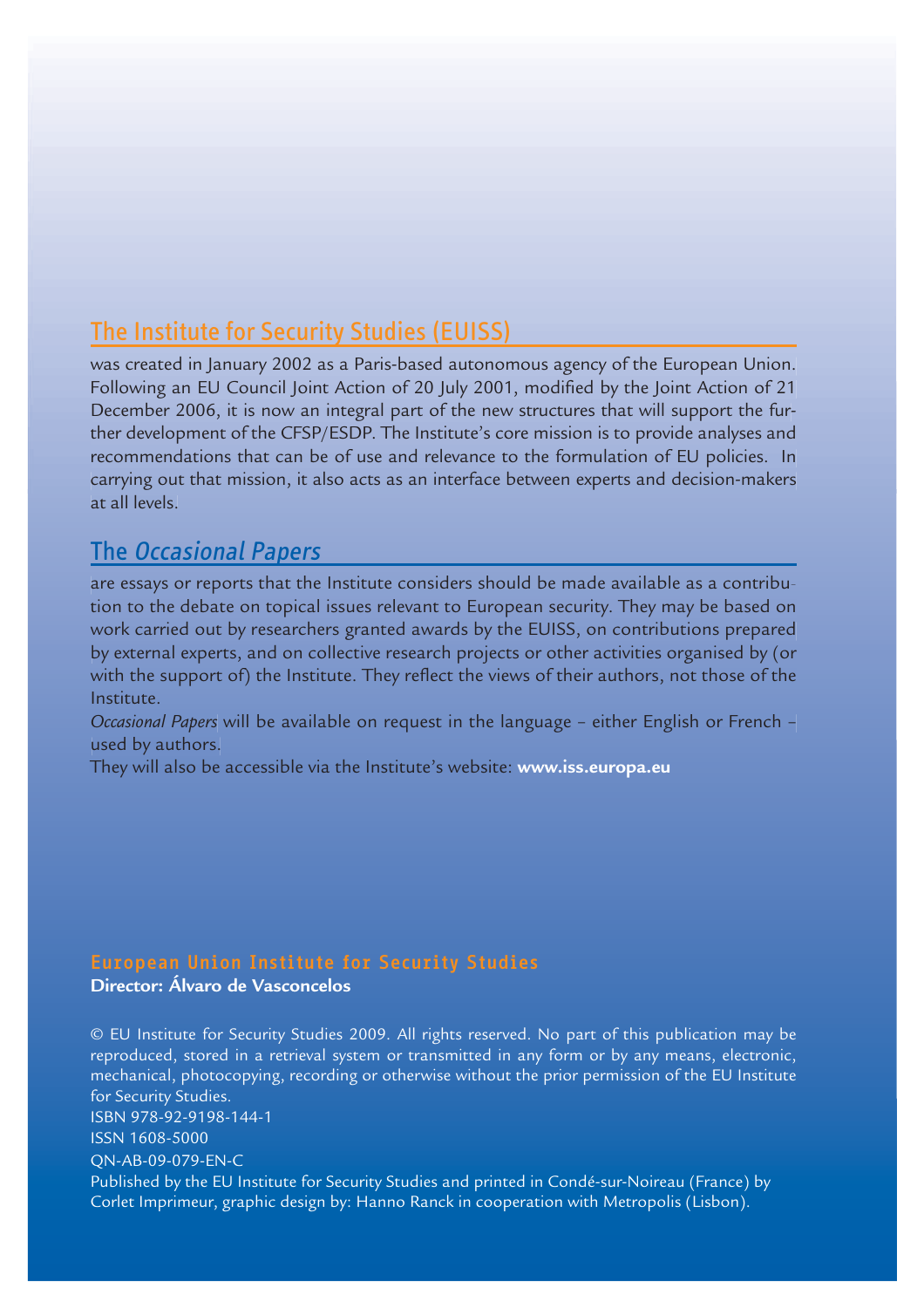## The Institute for Security Studies (EUISS)

was created in January 2002 as a Paris-based autonomous agency of the European Union. Following an EU Council Joint Action of 20 July 2001, modified by the Joint Action of 21 December 2006, it is now an integral part of the new structures that will support the further development of the CFSP/ESDP. The Institute's core mission is to provide analyses and recommendations that can be of use and relevance to the formulation of EU policies. In carrying out that mission, it also acts as an interface between experts and decision-makers at all levels.

## The *Occasional Papers*

are essays or reports that the Institute considers should be made available as a contribution to the debate on topical issues relevant to European security. They may be based on work carried out by researchers granted awards by the EUISS, on contributions prepared by external experts, and on collective research projects or other activities organised by (or with the support of) the Institute. They reflect the views of their authors, not those of the Institute.

*Occasional Papers* will be available on request in the language – either English or French – used by authors.

They will also be accessible via the Institute's website: **www.iss.europa.eu**

**European Union Institute for Security Studies**
**Director: Álvaro de Vasconcelos**

© EU Institute for Security Studies 2009. All rights reserved. No part of this publication may be reproduced, stored in a retrieval system or transmitted in any form or by any means, electronic, mechanical, photocopying, recording or otherwise without the prior permission of the EU Institute for Security Studies.

ISBN 978-92-9198-144-1
ISSN 1608-5000
QN-AB-09-079-EN-C

Published by the EU Institute for Security Studies and printed in Condé-sur-Noireau (France) by Corlet Imprimeur, graphic design by: Hanno Ranck in cooperation with Metropolis (Lisbon).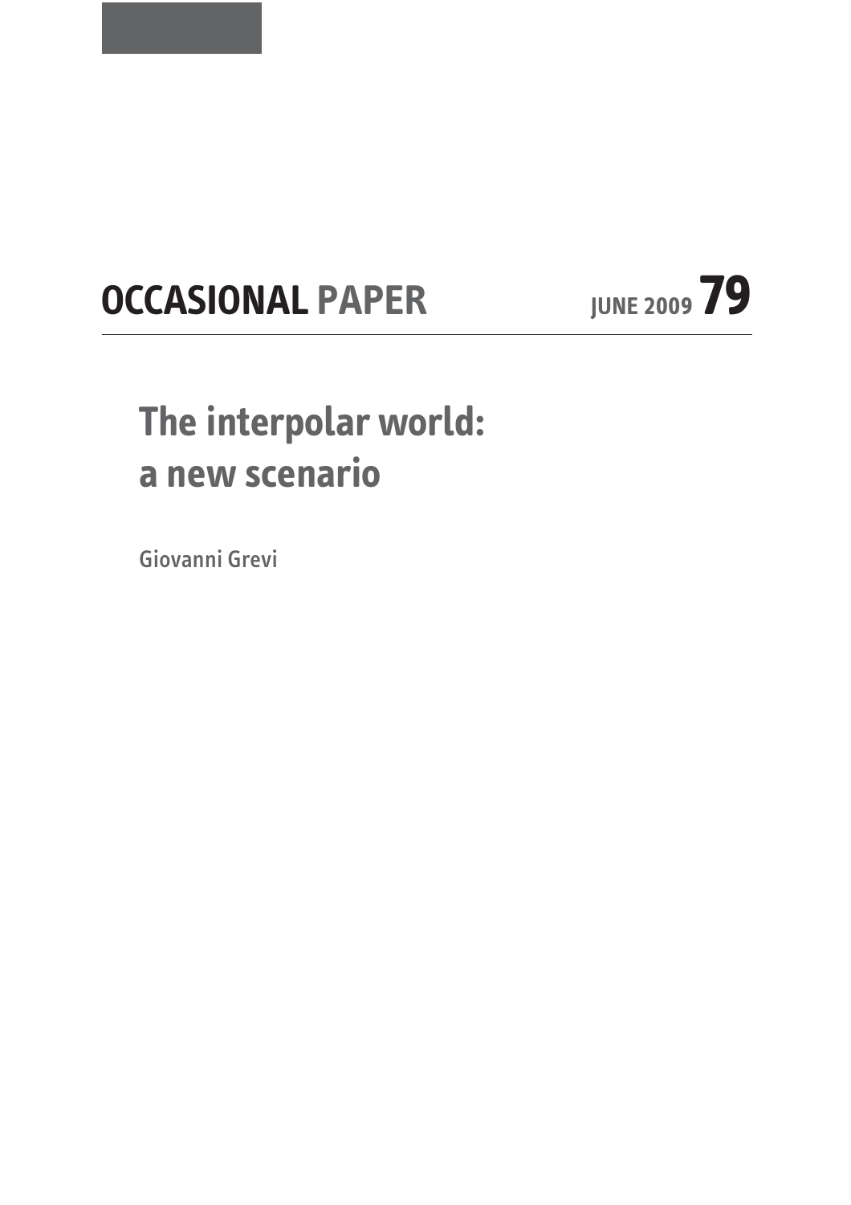# OCCASIONAL PAPER

JUNE 2009 79

## The interpolar world: a new scenario

Giovanni Grevi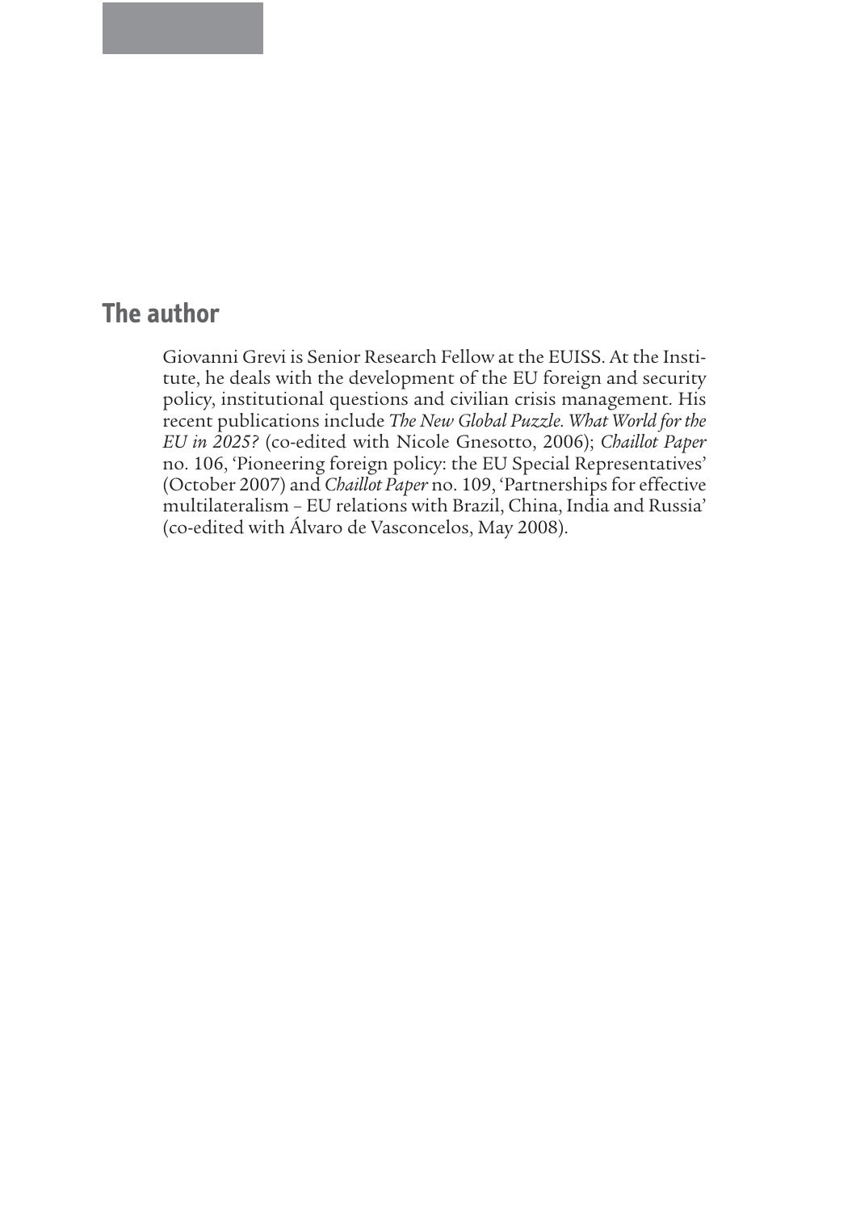## The author

Giovanni Grevi is Senior Research Fellow at the EUISS. At the Institute, he deals with the development of the EU foreign and security policy, institutional questions and civilian crisis management. His recent publications include *The New Global Puzzle. What World for the EU in 2025?* (co-edited with Nicole Gnesotto, 2006); *Chaillot Paper* no. 106, 'Pioneering foreign policy: the EU Special Representatives' (October 2007) and *Chaillot Paper* no. 109, 'Partnerships for effective multilateralism – EU relations with Brazil, China, India and Russia' (co-edited with Álvaro de Vasconcelos, May 2008).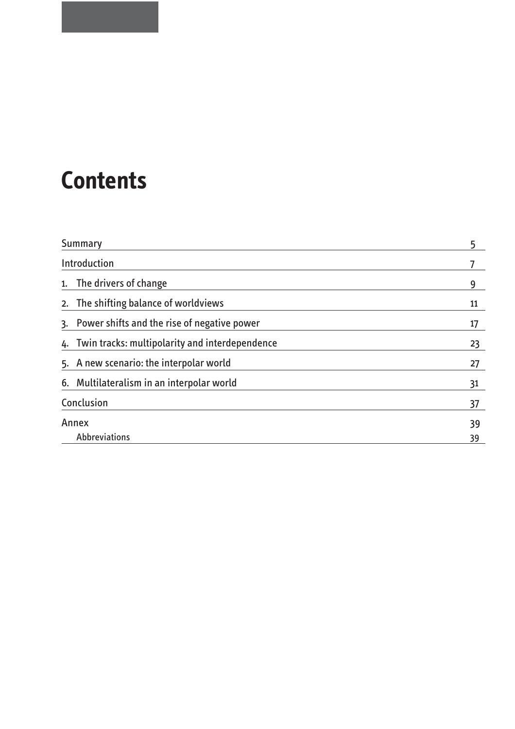# Contents

| | |
|---|---|
| Summary | 5 |
| Introduction | 7 |
| 1. The drivers of change | 9 |
| 2. The shifting balance of worldviews | 11 |
| 3. Power shifts and the rise of negative power | 17 |
| 4. Twin tracks: multipolarity and interdependence | 23 |
| 5. A new scenario: the interpolar world | 27 |
| 6. Multilateralism in an interpolar world | 31 |
| Conclusion | 37 |
| Annex | 39 |
| Abbreviations | 39 |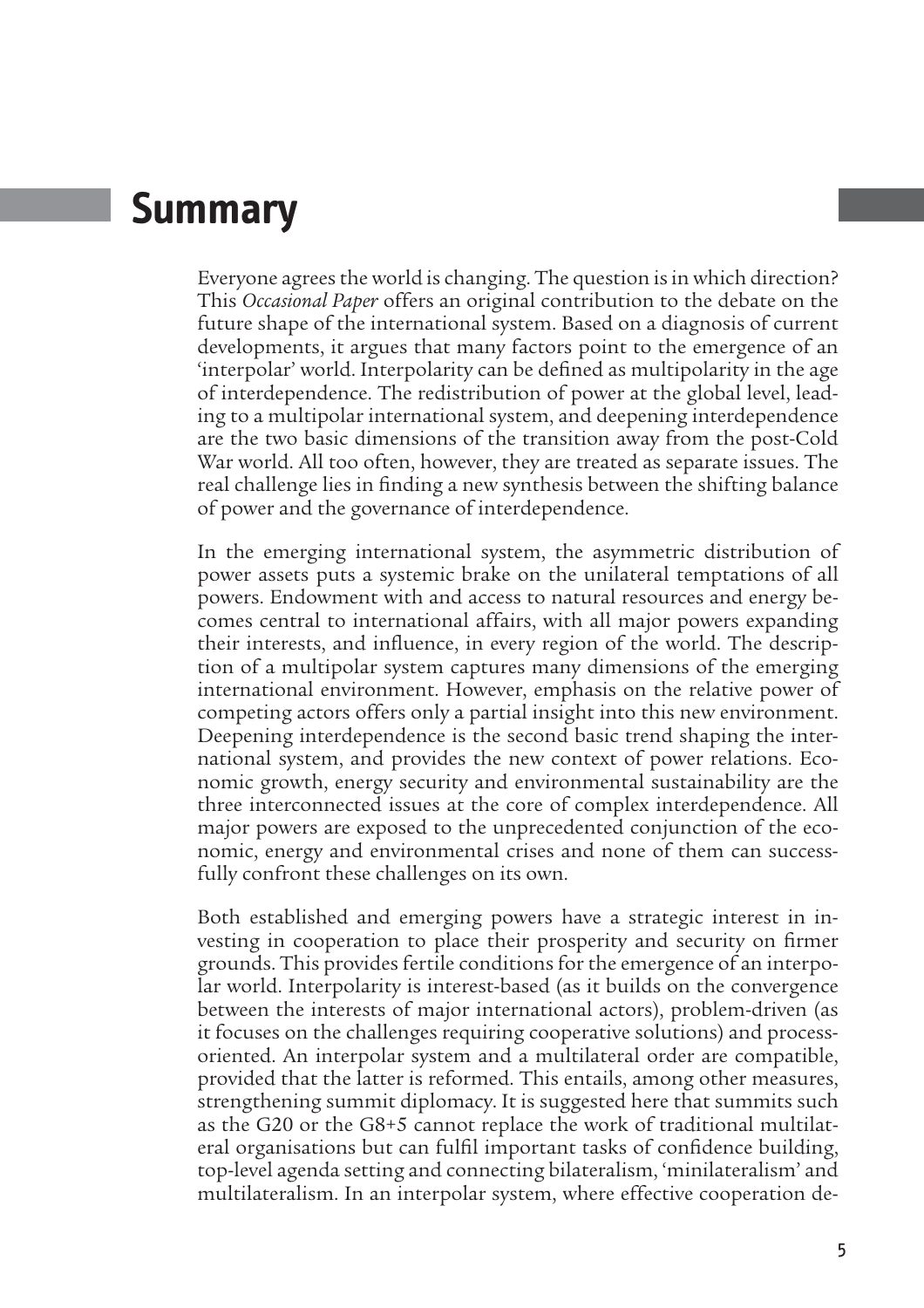# Summary

Everyone agrees the world is changing. The question is in which direction? This *Occasional Paper* offers an original contribution to the debate on the future shape of the international system. Based on a diagnosis of current developments, it argues that many factors point to the emergence of an 'interpolar' world. Interpolarity can be defined as multipolarity in the age of interdependence. The redistribution of power at the global level, leading to a multipolar international system, and deepening interdependence are the two basic dimensions of the transition away from the post-Cold War world. All too often, however, they are treated as separate issues. The real challenge lies in finding a new synthesis between the shifting balance of power and the governance of interdependence.

In the emerging international system, the asymmetric distribution of power assets puts a systemic brake on the unilateral temptations of all powers. Endowment with and access to natural resources and energy becomes central to international affairs, with all major powers expanding their interests, and influence, in every region of the world. The description of a multipolar system captures many dimensions of the emerging international environment. However, emphasis on the relative power of competing actors offers only a partial insight into this new environment. Deepening interdependence is the second basic trend shaping the international system, and provides the new context of power relations. Economic growth, energy security and environmental sustainability are the three interconnected issues at the core of complex interdependence. All major powers are exposed to the unprecedented conjunction of the economic, energy and environmental crises and none of them can successfully confront these challenges on its own.

Both established and emerging powers have a strategic interest in investing in cooperation to place their prosperity and security on firmer grounds. This provides fertile conditions for the emergence of an interpolar world. Interpolarity is interest-based (as it builds on the convergence between the interests of major international actors), problem-driven (as it focuses on the challenges requiring cooperative solutions) and process-oriented. An interpolar system and a multilateral order are compatible, provided that the latter is reformed. This entails, among other measures, strengthening summit diplomacy. It is suggested here that summits such as the G20 or the G8+5 cannot replace the work of traditional multilateral organisations but can fulfil important tasks of confidence building, top-level agenda setting and connecting bilateralism, 'minilateralism' and multilateralism. In an interpolar system, where effective cooperation de-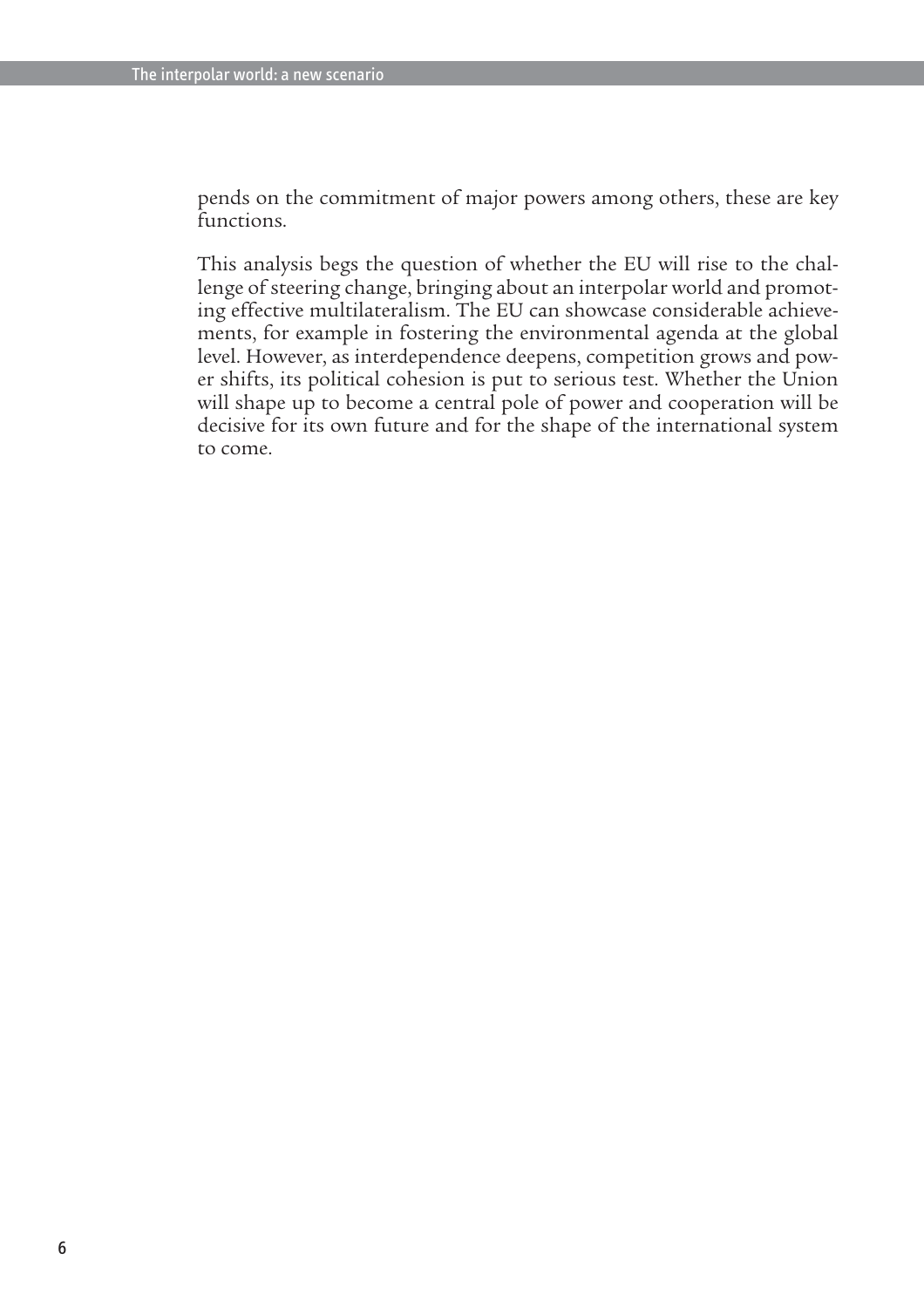pends on the commitment of major powers among others, these are key functions.

This analysis begs the question of whether the EU will rise to the challenge of steering change, bringing about an interpolar world and promoting effective multilateralism. The EU can showcase considerable achievements, for example in fostering the environmental agenda at the global level. However, as interdependence deepens, competition grows and power shifts, its political cohesion is put to serious test. Whether the Union will shape up to become a central pole of power and cooperation will be decisive for its own future and for the shape of the international system to come.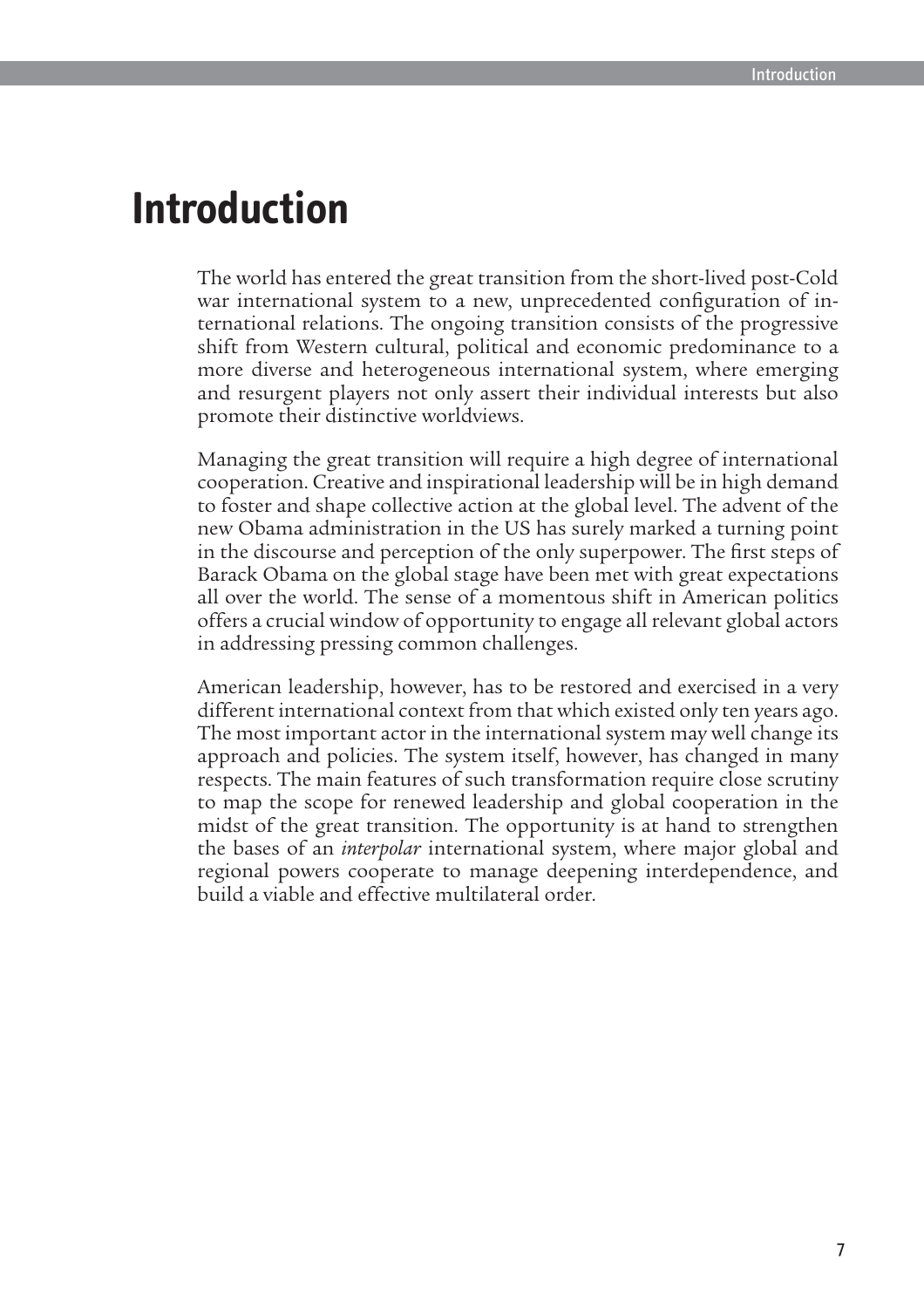# Introduction

The world has entered the great transition from the short-lived post-Cold war international system to a new, unprecedented configuration of international relations. The ongoing transition consists of the progressive shift from Western cultural, political and economic predominance to a more diverse and heterogeneous international system, where emerging and resurgent players not only assert their individual interests but also promote their distinctive worldviews.

Managing the great transition will require a high degree of international cooperation. Creative and inspirational leadership will be in high demand to foster and shape collective action at the global level. The advent of the new Obama administration in the US has surely marked a turning point in the discourse and perception of the only superpower. The first steps of Barack Obama on the global stage have been met with great expectations all over the world. The sense of a momentous shift in American politics offers a crucial window of opportunity to engage all relevant global actors in addressing pressing common challenges.

American leadership, however, has to be restored and exercised in a very different international context from that which existed only ten years ago. The most important actor in the international system may well change its approach and policies. The system itself, however, has changed in many respects. The main features of such transformation require close scrutiny to map the scope for renewed leadership and global cooperation in the midst of the great transition. The opportunity is at hand to strengthen the bases of an *interpolar* international system, where major global and regional powers cooperate to manage deepening interdependence, and build a viable and effective multilateral order.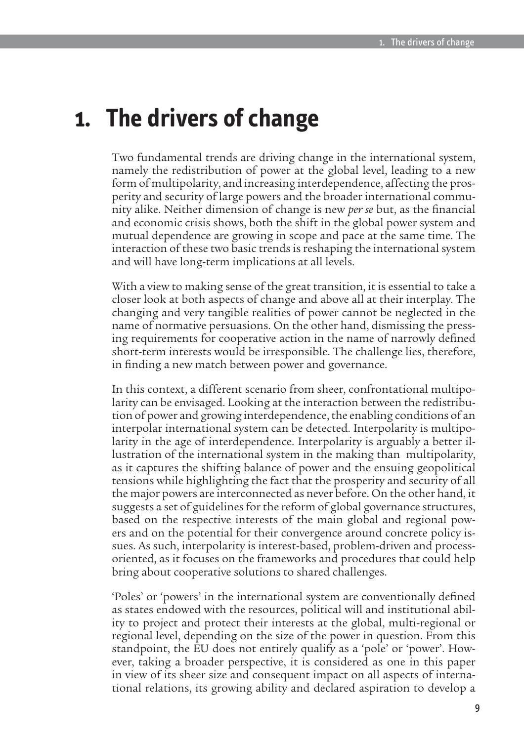# 1. The drivers of change

Two fundamental trends are driving change in the international system, namely the redistribution of power at the global level, leading to a new form of multipolarity, and increasing interdependence, affecting the prosperity and security of large powers and the broader international community alike. Neither dimension of change is new *per se* but, as the financial and economic crisis shows, both the shift in the global power system and mutual dependence are growing in scope and pace at the same time. The interaction of these two basic trends is reshaping the international system and will have long-term implications at all levels.

With a view to making sense of the great transition, it is essential to take a closer look at both aspects of change and above all at their interplay. The changing and very tangible realities of power cannot be neglected in the name of normative persuasions. On the other hand, dismissing the pressing requirements for cooperative action in the name of narrowly defined short-term interests would be irresponsible. The challenge lies, therefore, in finding a new match between power and governance.

In this context, a different scenario from sheer, confrontational multipolarity can be envisaged. Looking at the interaction between the redistribution of power and growing interdependence, the enabling conditions of an interpolar international system can be detected. Interpolarity is multipolarity in the age of interdependence. Interpolarity is arguably a better illustration of the international system in the making than multipolarity, as it captures the shifting balance of power and the ensuing geopolitical tensions while highlighting the fact that the prosperity and security of all the major powers are interconnected as never before. On the other hand, it suggests a set of guidelines for the reform of global governance structures, based on the respective interests of the main global and regional powers and on the potential for their convergence around concrete policy issues. As such, interpolarity is interest-based, problem-driven and process-oriented, as it focuses on the frameworks and procedures that could help bring about cooperative solutions to shared challenges.

'Poles' or 'powers' in the international system are conventionally defined as states endowed with the resources, political will and institutional ability to project and protect their interests at the global, multi-regional or regional level, depending on the size of the power in question. From this standpoint, the EU does not entirely qualify as a 'pole' or 'power'. However, taking a broader perspective, it is considered as one in this paper in view of its sheer size and consequent impact on all aspects of international relations, its growing ability and declared aspiration to develop a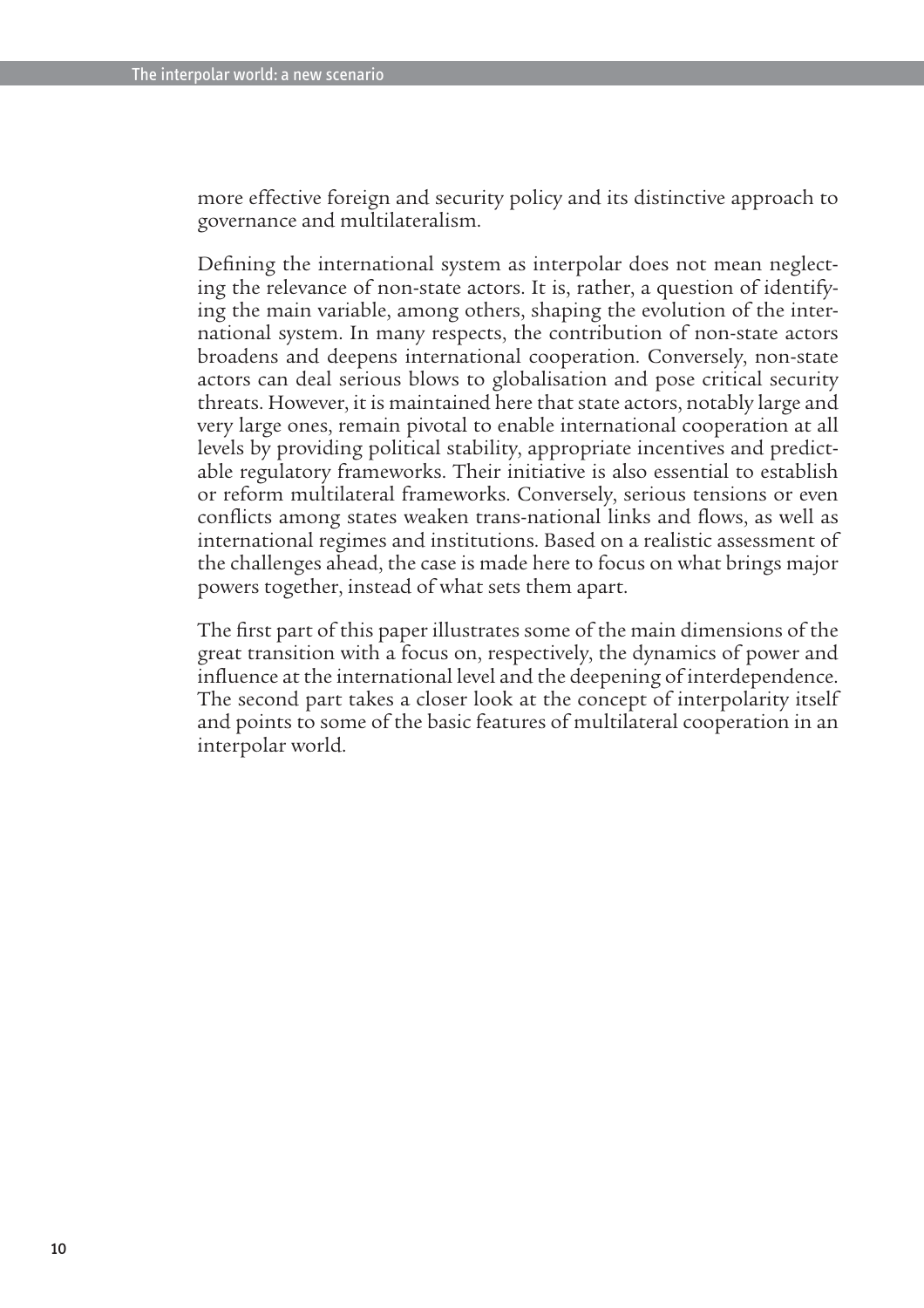more effective foreign and security policy and its distinctive approach to governance and multilateralism.

Defining the international system as interpolar does not mean neglecting the relevance of non-state actors. It is, rather, a question of identifying the main variable, among others, shaping the evolution of the international system. In many respects, the contribution of non-state actors broadens and deepens international cooperation. Conversely, non-state actors can deal serious blows to globalisation and pose critical security threats. However, it is maintained here that state actors, notably large and very large ones, remain pivotal to enable international cooperation at all levels by providing political stability, appropriate incentives and predictable regulatory frameworks. Their initiative is also essential to establish or reform multilateral frameworks. Conversely, serious tensions or even conflicts among states weaken trans-national links and flows, as well as international regimes and institutions. Based on a realistic assessment of the challenges ahead, the case is made here to focus on what brings major powers together, instead of what sets them apart.

The first part of this paper illustrates some of the main dimensions of the great transition with a focus on, respectively, the dynamics of power and influence at the international level and the deepening of interdependence. The second part takes a closer look at the concept of interpolarity itself and points to some of the basic features of multilateral cooperation in an interpolar world.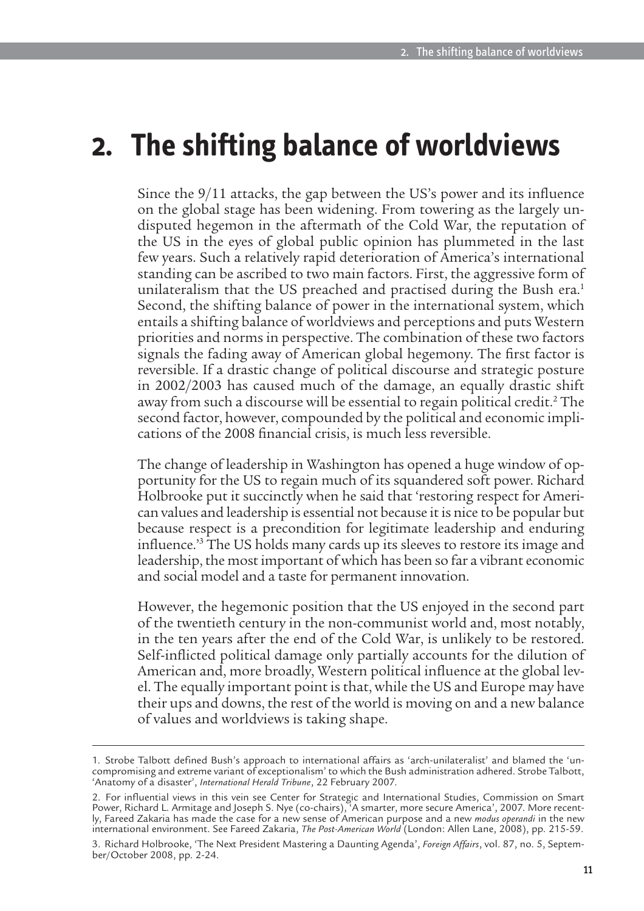# 2. The shifting balance of worldviews

Since the 9/11 attacks, the gap between the US's power and its influence on the global stage has been widening. From towering as the largely undisputed hegemon in the aftermath of the Cold War, the reputation of the US in the eyes of global public opinion has plummeted in the last few years. Such a relatively rapid deterioration of America's international standing can be ascribed to two main factors. First, the aggressive form of unilateralism that the US preached and practised during the Bush era.[1] Second, the shifting balance of power in the international system, which entails a shifting balance of worldviews and perceptions and puts Western priorities and norms in perspective. The combination of these two factors signals the fading away of American global hegemony. The first factor is reversible. If a drastic change of political discourse and strategic posture in 2002/2003 has caused much of the damage, an equally drastic shift away from such a discourse will be essential to regain political credit.[2] The second factor, however, compounded by the political and economic implications of the 2008 financial crisis, is much less reversible.

The change of leadership in Washington has opened a huge window of opportunity for the US to regain much of its squandered soft power. Richard Holbrooke put it succinctly when he said that 'restoring respect for American values and leadership is essential not because it is nice to be popular but because respect is a precondition for legitimate leadership and enduring influence.'[3] The US holds many cards up its sleeves to restore its image and leadership, the most important of which has been so far a vibrant economic and social model and a taste for permanent innovation.

However, the hegemonic position that the US enjoyed in the second part of the twentieth century in the non-communist world and, most notably, in the ten years after the end of the Cold War, is unlikely to be restored. Self-inflicted political damage only partially accounts for the dilution of American and, more broadly, Western political influence at the global level. The equally important point is that, while the US and Europe may have their ups and downs, the rest of the world is moving on and a new balance of values and worldviews is taking shape.

---

1. Strobe Talbott defined Bush's approach to international affairs as 'arch-unilateralist' and blamed the 'uncompromising and extreme variant of exceptionalism' to which the Bush administration adhered. Strobe Talbott, 'Anatomy of a disaster', *International Herald Tribune*, 22 February 2007.

2. For influential views in this vein see Center for Strategic and International Studies, Commission on Smart Power, Richard L. Armitage and Joseph S. Nye (co-chairs), 'A smarter, more secure America', 2007. More recently, Fareed Zakaria has made the case for a new sense of American purpose and a new *modus operandi* in the new international environment. See Fareed Zakaria, *The Post-American World* (London: Allen Lane, 2008), pp. 215-59.

3. Richard Holbrooke, 'The Next President Mastering a Daunting Agenda', *Foreign Affairs*, vol. 87, no. 5, September/October 2008, pp. 2-24.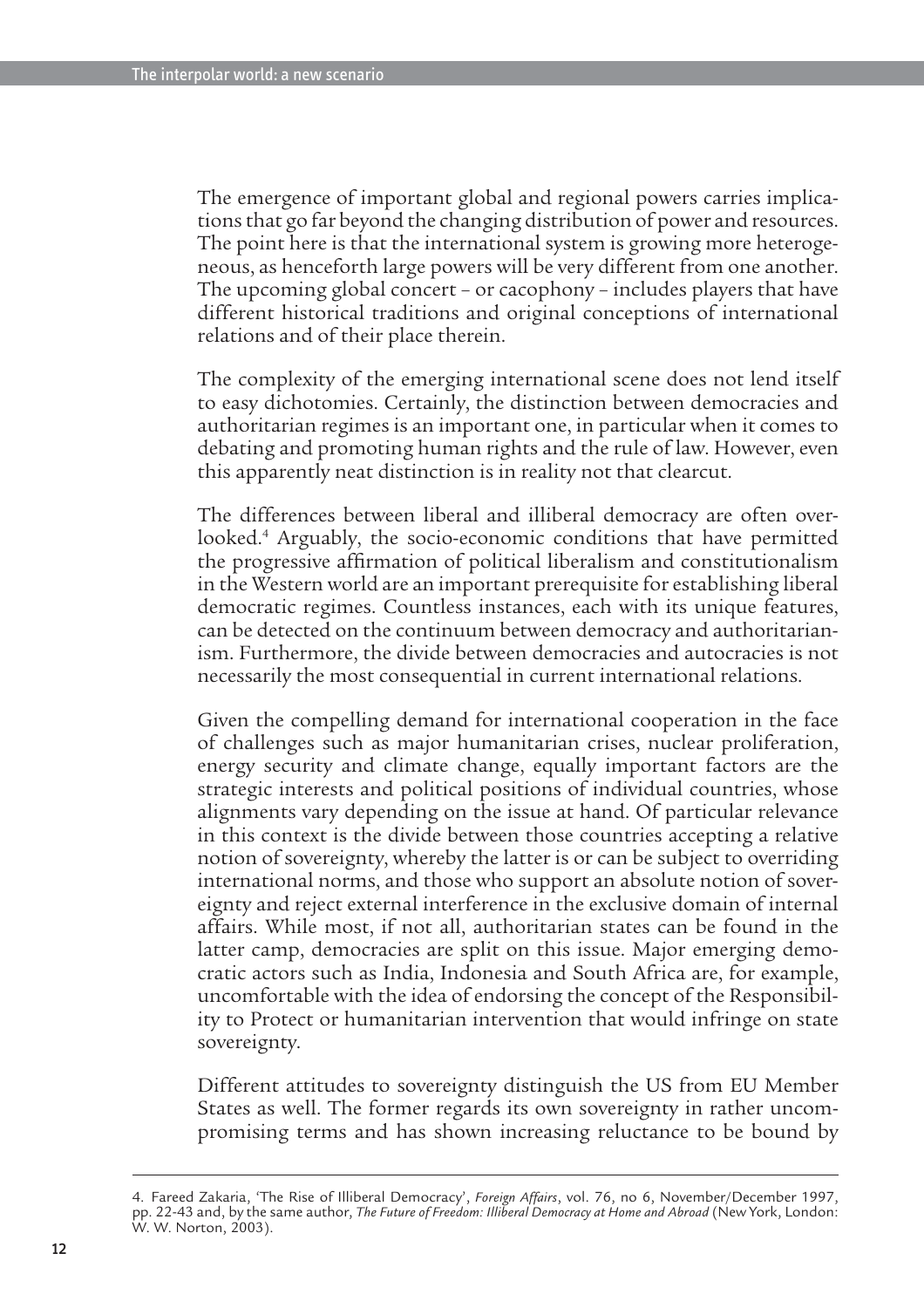The emergence of important global and regional powers carries implications that go far beyond the changing distribution of power and resources. The point here is that the international system is growing more heterogeneous, as henceforth large powers will be very different from one another. The upcoming global concert – or cacophony – includes players that have different historical traditions and original conceptions of international relations and of their place therein.

The complexity of the emerging international scene does not lend itself to easy dichotomies. Certainly, the distinction between democracies and authoritarian regimes is an important one, in particular when it comes to debating and promoting human rights and the rule of law. However, even this apparently neat distinction is in reality not that clearcut.

The differences between liberal and illiberal democracy are often overlooked.[4] Arguably, the socio-economic conditions that have permitted the progressive affirmation of political liberalism and constitutionalism in the Western world are an important prerequisite for establishing liberal democratic regimes. Countless instances, each with its unique features, can be detected on the continuum between democracy and authoritarianism. Furthermore, the divide between democracies and autocracies is not necessarily the most consequential in current international relations.

Given the compelling demand for international cooperation in the face of challenges such as major humanitarian crises, nuclear proliferation, energy security and climate change, equally important factors are the strategic interests and political positions of individual countries, whose alignments vary depending on the issue at hand. Of particular relevance in this context is the divide between those countries accepting a relative notion of sovereignty, whereby the latter is or can be subject to overriding international norms, and those who support an absolute notion of sovereignty and reject external interference in the exclusive domain of internal affairs. While most, if not all, authoritarian states can be found in the latter camp, democracies are split on this issue. Major emerging democratic actors such as India, Indonesia and South Africa are, for example, uncomfortable with the idea of endorsing the concept of the Responsibility to Protect or humanitarian intervention that would infringe on state sovereignty.

Different attitudes to sovereignty distinguish the US from EU Member States as well. The former regards its own sovereignty in rather uncompromising terms and has shown increasing reluctance to be bound by

---

4. Fareed Zakaria, 'The Rise of Illiberal Democracy', *Foreign Affairs*, vol. 76, no 6, November/December 1997, pp. 22-43 and, by the same author, *The Future of Freedom: Illiberal Democracy at Home and Abroad* (New York, London: W. W. Norton, 2003).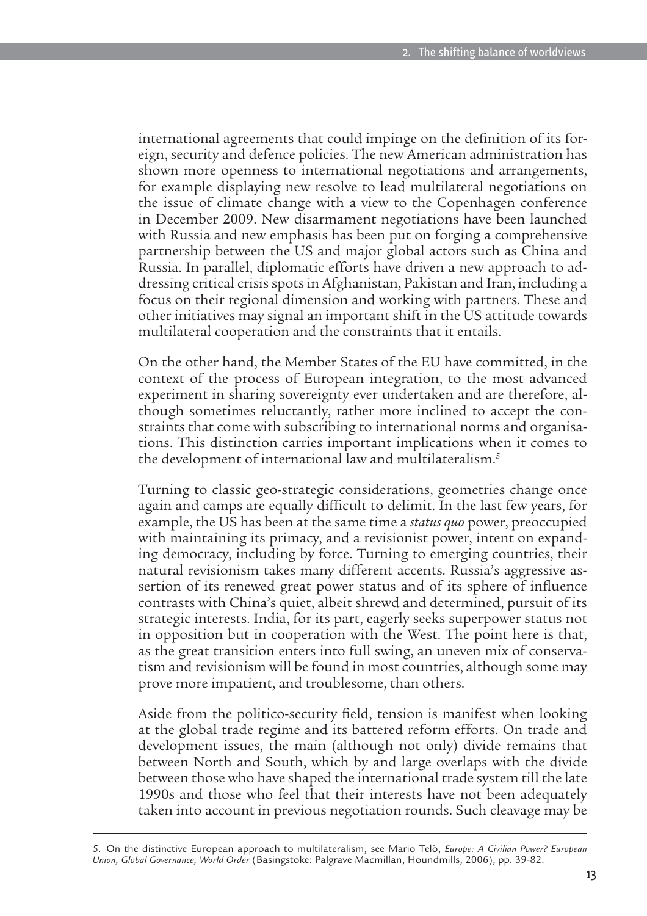international agreements that could impinge on the definition of its foreign, security and defence policies. The new American administration has shown more openness to international negotiations and arrangements, for example displaying new resolve to lead multilateral negotiations on the issue of climate change with a view to the Copenhagen conference in December 2009. New disarmament negotiations have been launched with Russia and new emphasis has been put on forging a comprehensive partnership between the US and major global actors such as China and Russia. In parallel, diplomatic efforts have driven a new approach to addressing critical crisis spots in Afghanistan, Pakistan and Iran, including a focus on their regional dimension and working with partners. These and other initiatives may signal an important shift in the US attitude towards multilateral cooperation and the constraints that it entails.

On the other hand, the Member States of the EU have committed, in the context of the process of European integration, to the most advanced experiment in sharing sovereignty ever undertaken and are therefore, although sometimes reluctantly, rather more inclined to accept the constraints that come with subscribing to international norms and organisations. This distinction carries important implications when it comes to the development of international law and multilateralism.[5]

Turning to classic geo-strategic considerations, geometries change once again and camps are equally difficult to delimit. In the last few years, for example, the US has been at the same time a *status quo* power, preoccupied with maintaining its primacy, and a revisionist power, intent on expanding democracy, including by force. Turning to emerging countries, their natural revisionism takes many different accents. Russia's aggressive assertion of its renewed great power status and of its sphere of influence contrasts with China's quiet, albeit shrewd and determined, pursuit of its strategic interests. India, for its part, eagerly seeks superpower status not in opposition but in cooperation with the West. The point here is that, as the great transition enters into full swing, an uneven mix of conservatism and revisionism will be found in most countries, although some may prove more impatient, and troublesome, than others.

Aside from the politico-security field, tension is manifest when looking at the global trade regime and its battered reform efforts. On trade and development issues, the main (although not only) divide remains that between North and South, which by and large overlaps with the divide between those who have shaped the international trade system till the late 1990s and those who feel that their interests have not been adequately taken into account in previous negotiation rounds. Such cleavage may be

---

5. On the distinctive European approach to multilateralism, see Mario Telò, *Europe: A Civilian Power? European Union, Global Governance, World Order* (Basingstoke: Palgrave Macmillan, Houndmills, 2006), pp. 39-82.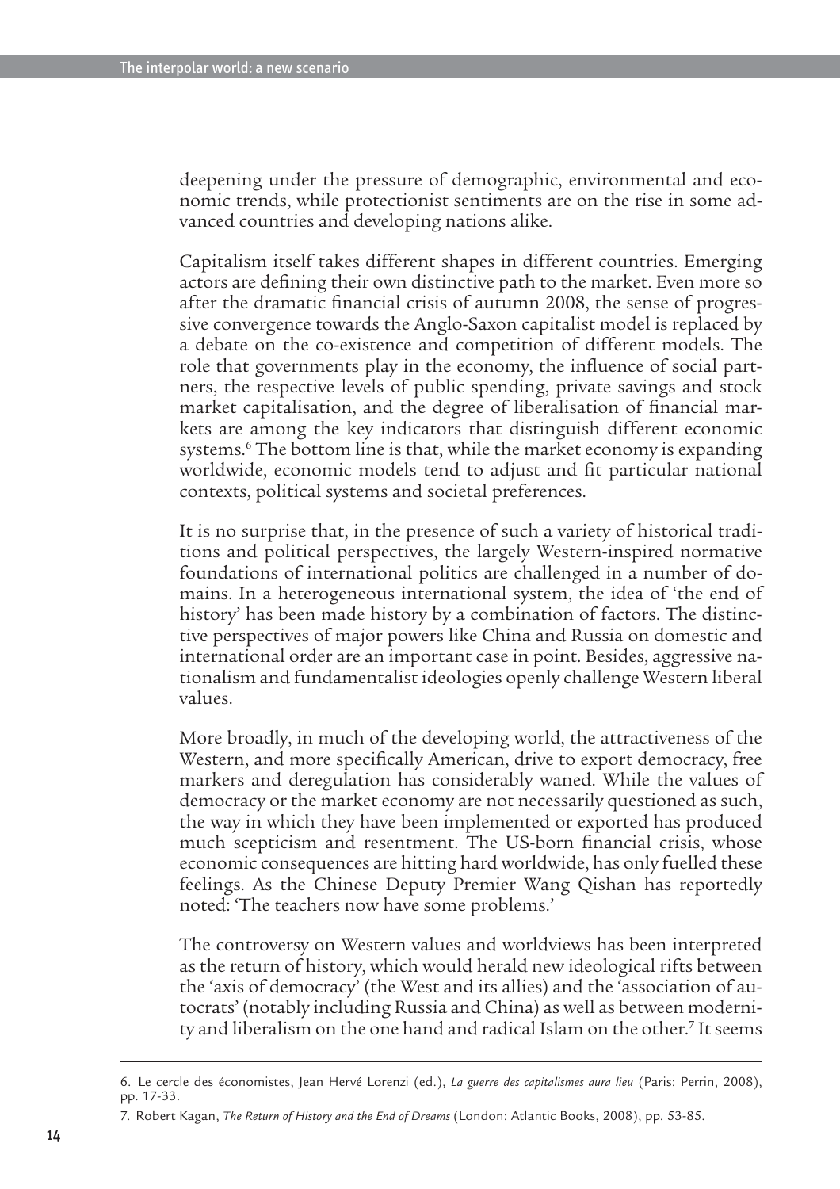deepening under the pressure of demographic, environmental and economic trends, while protectionist sentiments are on the rise in some advanced countries and developing nations alike.

Capitalism itself takes different shapes in different countries. Emerging actors are defining their own distinctive path to the market. Even more so after the dramatic financial crisis of autumn 2008, the sense of progressive convergence towards the Anglo-Saxon capitalist model is replaced by a debate on the co-existence and competition of different models. The role that governments play in the economy, the influence of social partners, the respective levels of public spending, private savings and stock market capitalisation, and the degree of liberalisation of financial markets are among the key indicators that distinguish different economic systems.[6] The bottom line is that, while the market economy is expanding worldwide, economic models tend to adjust and fit particular national contexts, political systems and societal preferences.

It is no surprise that, in the presence of such a variety of historical traditions and political perspectives, the largely Western-inspired normative foundations of international politics are challenged in a number of domains. In a heterogeneous international system, the idea of 'the end of history' has been made history by a combination of factors. The distinctive perspectives of major powers like China and Russia on domestic and international order are an important case in point. Besides, aggressive nationalism and fundamentalist ideologies openly challenge Western liberal values.

More broadly, in much of the developing world, the attractiveness of the Western, and more specifically American, drive to export democracy, free markers and deregulation has considerably waned. While the values of democracy or the market economy are not necessarily questioned as such, the way in which they have been implemented or exported has produced much scepticism and resentment. The US-born financial crisis, whose economic consequences are hitting hard worldwide, has only fuelled these feelings. As the Chinese Deputy Premier Wang Qishan has reportedly noted: 'The teachers now have some problems.'

The controversy on Western values and worldviews has been interpreted as the return of history, which would herald new ideological rifts between the 'axis of democracy' (the West and its allies) and the 'association of autocrats' (notably including Russia and China) as well as between modernity and liberalism on the one hand and radical Islam on the other.[7] It seems

---

6. Le cercle des économistes, Jean Hervé Lorenzi (ed.), *La guerre des capitalismes aura lieu* (Paris: Perrin, 2008), pp. 17-33.

7. Robert Kagan, *The Return of History and the End of Dreams* (London: Atlantic Books, 2008), pp. 53-85.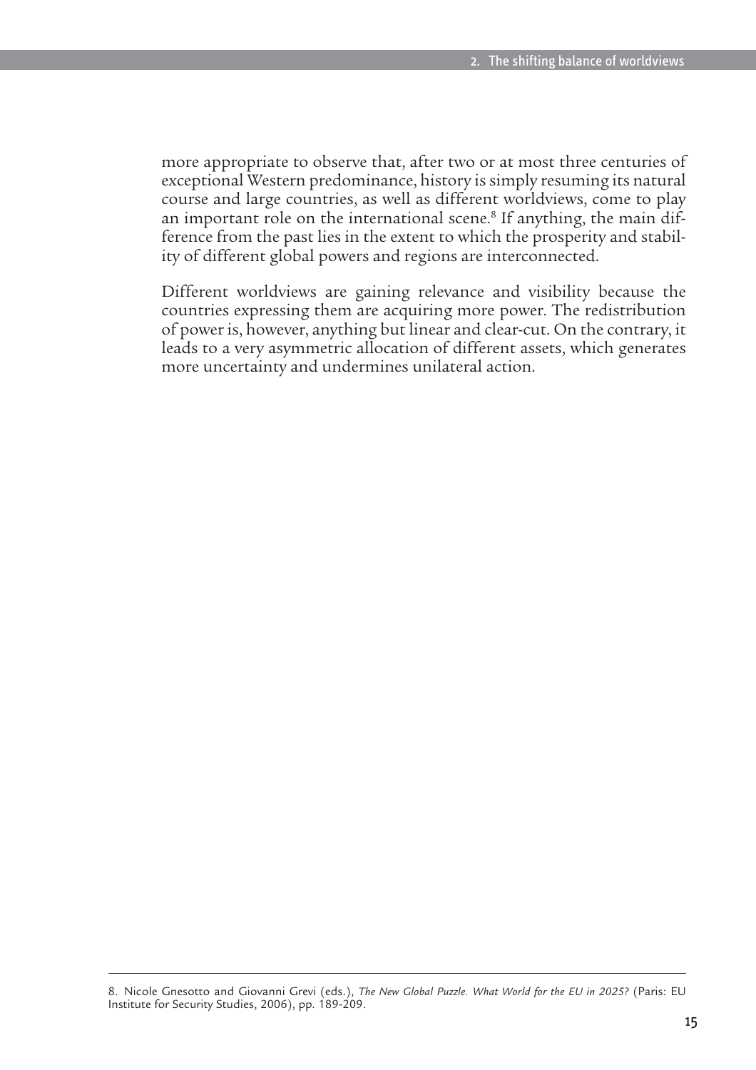more appropriate to observe that, after two or at most three centuries of exceptional Western predominance, history is simply resuming its natural course and large countries, as well as different worldviews, come to play an important role on the international scene.[8] If anything, the main difference from the past lies in the extent to which the prosperity and stability of different global powers and regions are interconnected.

Different worldviews are gaining relevance and visibility because the countries expressing them are acquiring more power. The redistribution of power is, however, anything but linear and clear-cut. On the contrary, it leads to a very asymmetric allocation of different assets, which generates more uncertainty and undermines unilateral action.

---

8. Nicole Gnesotto and Giovanni Grevi (eds.), *The New Global Puzzle. What World for the EU in 2025?* (Paris: EU Institute for Security Studies, 2006), pp. 189-209.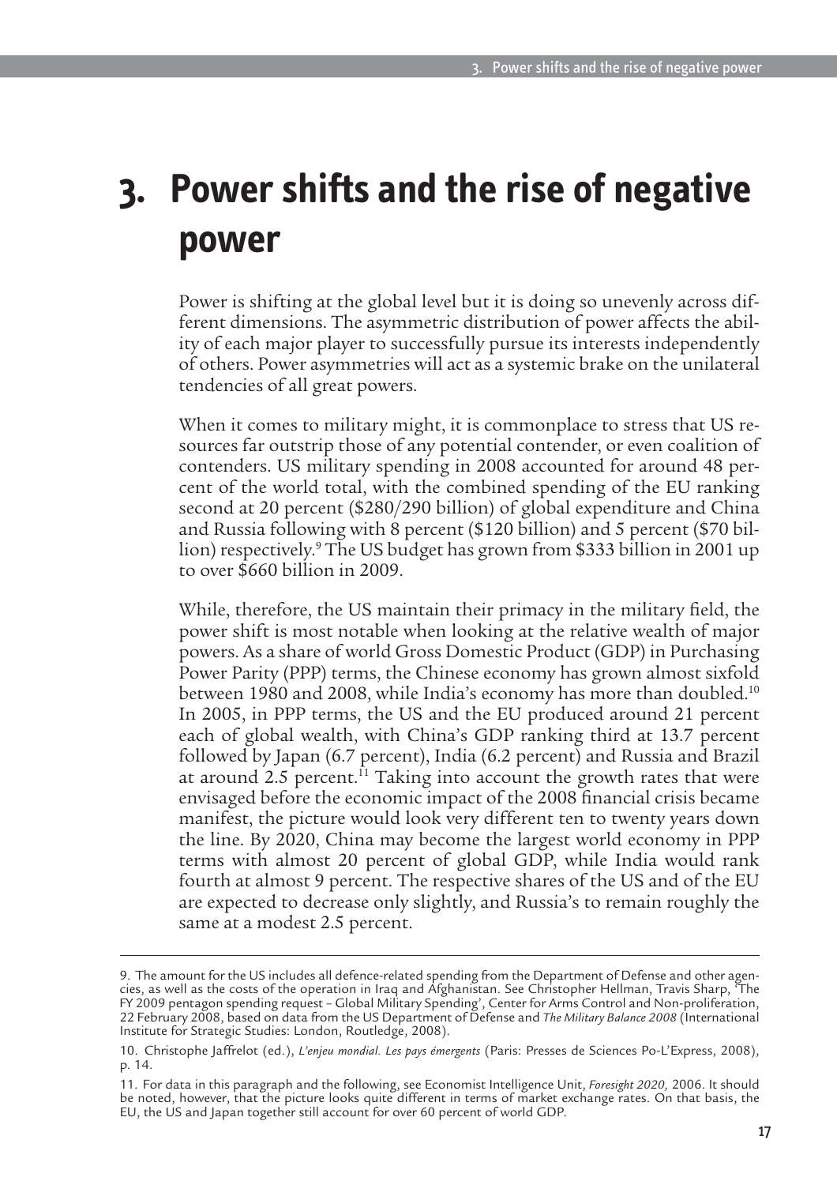# 3. Power shifts and the rise of negative power

Power is shifting at the global level but it is doing so unevenly across different dimensions. The asymmetric distribution of power affects the ability of each major player to successfully pursue its interests independently of others. Power asymmetries will act as a systemic brake on the unilateral tendencies of all great powers.

When it comes to military might, it is commonplace to stress that US resources far outstrip those of any potential contender, or even coalition of contenders. US military spending in 2008 accounted for around 48 percent of the world total, with the combined spending of the EU ranking second at 20 percent ($280/290 billion) of global expenditure and China and Russia following with 8 percent ($120 billion) and 5 percent ($70 billion) respectively.[9] The US budget has grown from $333 billion in 2001 up to over $660 billion in 2009.

While, therefore, the US maintain their primacy in the military field, the power shift is most notable when looking at the relative wealth of major powers. As a share of world Gross Domestic Product (GDP) in Purchasing Power Parity (PPP) terms, the Chinese economy has grown almost sixfold between 1980 and 2008, while India's economy has more than doubled.[10] In 2005, in PPP terms, the US and the EU produced around 21 percent each of global wealth, with China's GDP ranking third at 13.7 percent followed by Japan (6.7 percent), India (6.2 percent) and Russia and Brazil at around 2.5 percent.[11] Taking into account the growth rates that were envisaged before the economic impact of the 2008 financial crisis became manifest, the picture would look very different ten to twenty years down the line. By 2020, China may become the largest world economy in PPP terms with almost 20 percent of global GDP, while India would rank fourth at almost 9 percent. The respective shares of the US and of the EU are expected to decrease only slightly, and Russia's to remain roughly the same at a modest 2.5 percent.

---

9. The amount for the US includes all defence-related spending from the Department of Defense and other agencies, as well as the costs of the operation in Iraq and Afghanistan. See Christopher Hellman, Travis Sharp, 'The FY 2009 pentagon spending request – Global Military Spending', Center for Arms Control and Non-proliferation, 22 February 2008, based on data from the US Department of Defense and *The Military Balance 2008* (International Institute for Strategic Studies: London, Routledge, 2008).

10. Christophe Jaffrelot (ed.), *L'enjeu mondial. Les pays émergents* (Paris: Presses de Sciences Po-L'Express, 2008), p. 14.

11. For data in this paragraph and the following, see Economist Intelligence Unit, *Foresight 2020,* 2006. It should be noted, however, that the picture looks quite different in terms of market exchange rates. On that basis, the EU, the US and Japan together still account for over 60 percent of world GDP.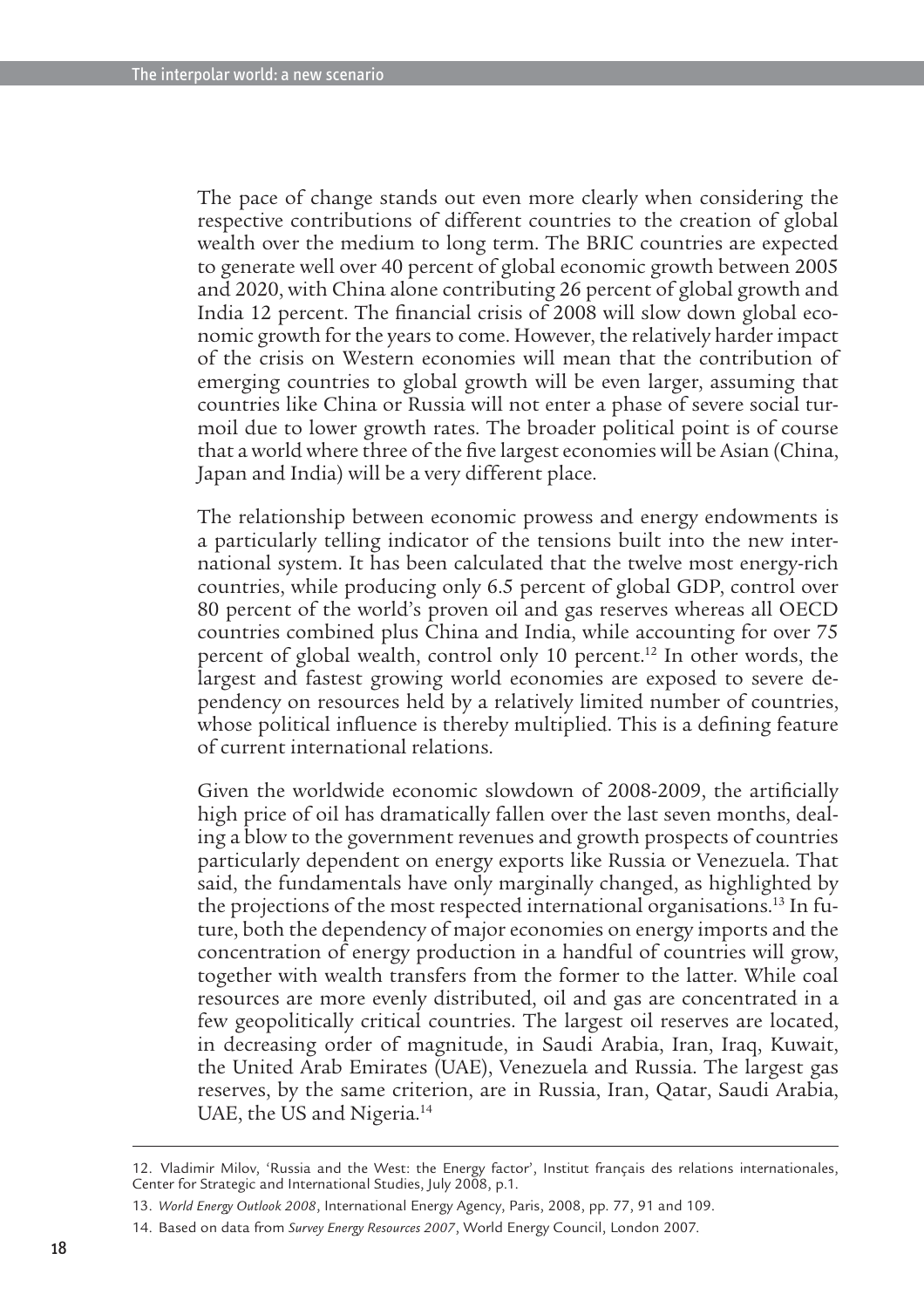The pace of change stands out even more clearly when considering the respective contributions of different countries to the creation of global wealth over the medium to long term. The BRIC countries are expected to generate well over 40 percent of global economic growth between 2005 and 2020, with China alone contributing 26 percent of global growth and India 12 percent. The financial crisis of 2008 will slow down global economic growth for the years to come. However, the relatively harder impact of the crisis on Western economies will mean that the contribution of emerging countries to global growth will be even larger, assuming that countries like China or Russia will not enter a phase of severe social turmoil due to lower growth rates. The broader political point is of course that a world where three of the five largest economies will be Asian (China, Japan and India) will be a very different place.

The relationship between economic prowess and energy endowments is a particularly telling indicator of the tensions built into the new international system. It has been calculated that the twelve most energy-rich countries, while producing only 6.5 percent of global GDP, control over 80 percent of the world's proven oil and gas reserves whereas all OECD countries combined plus China and India, while accounting for over 75 percent of global wealth, control only 10 percent.[12] In other words, the largest and fastest growing world economies are exposed to severe dependency on resources held by a relatively limited number of countries, whose political influence is thereby multiplied. This is a defining feature of current international relations.

Given the worldwide economic slowdown of 2008-2009, the artificially high price of oil has dramatically fallen over the last seven months, dealing a blow to the government revenues and growth prospects of countries particularly dependent on energy exports like Russia or Venezuela. That said, the fundamentals have only marginally changed, as highlighted by the projections of the most respected international organisations.[13] In future, both the dependency of major economies on energy imports and the concentration of energy production in a handful of countries will grow, together with wealth transfers from the former to the latter. While coal resources are more evenly distributed, oil and gas are concentrated in a few geopolitically critical countries. The largest oil reserves are located, in decreasing order of magnitude, in Saudi Arabia, Iran, Iraq, Kuwait, the United Arab Emirates (UAE), Venezuela and Russia. The largest gas reserves, by the same criterion, are in Russia, Iran, Qatar, Saudi Arabia, UAE, the US and Nigeria.[14]

---

12. Vladimir Milov, 'Russia and the West: the Energy factor', Institut français des relations internationales, Center for Strategic and International Studies, July 2008, p.1.

13. *World Energy Outlook 2008*, International Energy Agency, Paris, 2008, pp. 77, 91 and 109.

14. Based on data from *Survey Energy Resources 2007*, World Energy Council, London 2007.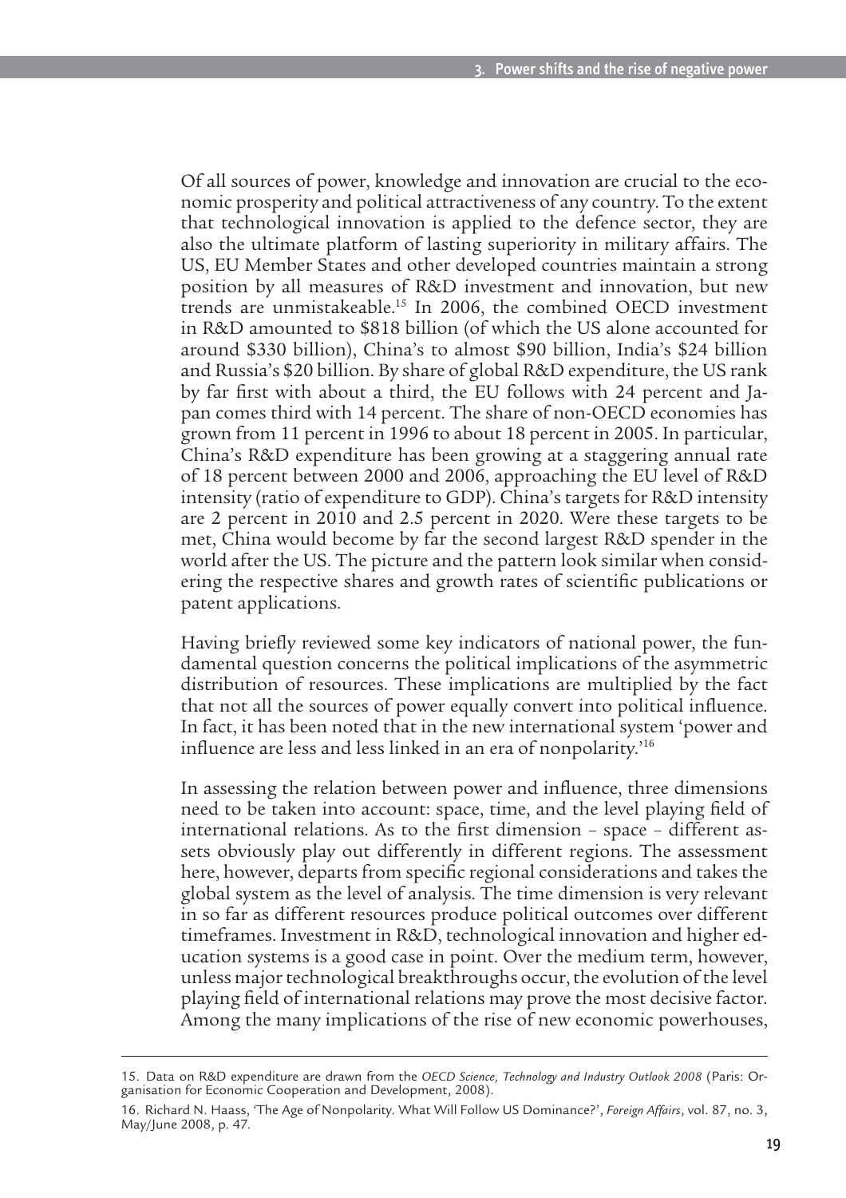Of all sources of power, knowledge and innovation are crucial to the economic prosperity and political attractiveness of any country. To the extent that technological innovation is applied to the defence sector, they are also the ultimate platform of lasting superiority in military affairs. The US, EU Member States and other developed countries maintain a strong position by all measures of R&D investment and innovation, but new trends are unmistakeable.[15] In 2006, the combined OECD investment in R&D amounted to $818 billion (of which the US alone accounted for around $330 billion), China's to almost $90 billion, India's $24 billion and Russia's $20 billion. By share of global R&D expenditure, the US rank by far first with about a third, the EU follows with 24 percent and Japan comes third with 14 percent. The share of non-OECD economies has grown from 11 percent in 1996 to about 18 percent in 2005. In particular, China's R&D expenditure has been growing at a staggering annual rate of 18 percent between 2000 and 2006, approaching the EU level of R&D intensity (ratio of expenditure to GDP). China's targets for R&D intensity are 2 percent in 2010 and 2.5 percent in 2020. Were these targets to be met, China would become by far the second largest R&D spender in the world after the US. The picture and the pattern look similar when considering the respective shares and growth rates of scientific publications or patent applications.

Having briefly reviewed some key indicators of national power, the fundamental question concerns the political implications of the asymmetric distribution of resources. These implications are multiplied by the fact that not all the sources of power equally convert into political influence. In fact, it has been noted that in the new international system 'power and influence are less and less linked in an era of nonpolarity.'[16]

In assessing the relation between power and influence, three dimensions need to be taken into account: space, time, and the level playing field of international relations. As to the first dimension – space – different assets obviously play out differently in different regions. The assessment here, however, departs from specific regional considerations and takes the global system as the level of analysis. The time dimension is very relevant in so far as different resources produce political outcomes over different timeframes. Investment in R&D, technological innovation and higher education systems is a good case in point. Over the medium term, however, unless major technological breakthroughs occur, the evolution of the level playing field of international relations may prove the most decisive factor. Among the many implications of the rise of new economic powerhouses,

---

15. Data on R&D expenditure are drawn from the *OECD Science, Technology and Industry Outlook 2008* (Paris: Organisation for Economic Cooperation and Development, 2008).

16. Richard N. Haass, 'The Age of Nonpolarity. What Will Follow US Dominance?', *Foreign Affairs*, vol. 87, no. 3, May/June 2008, p. 47.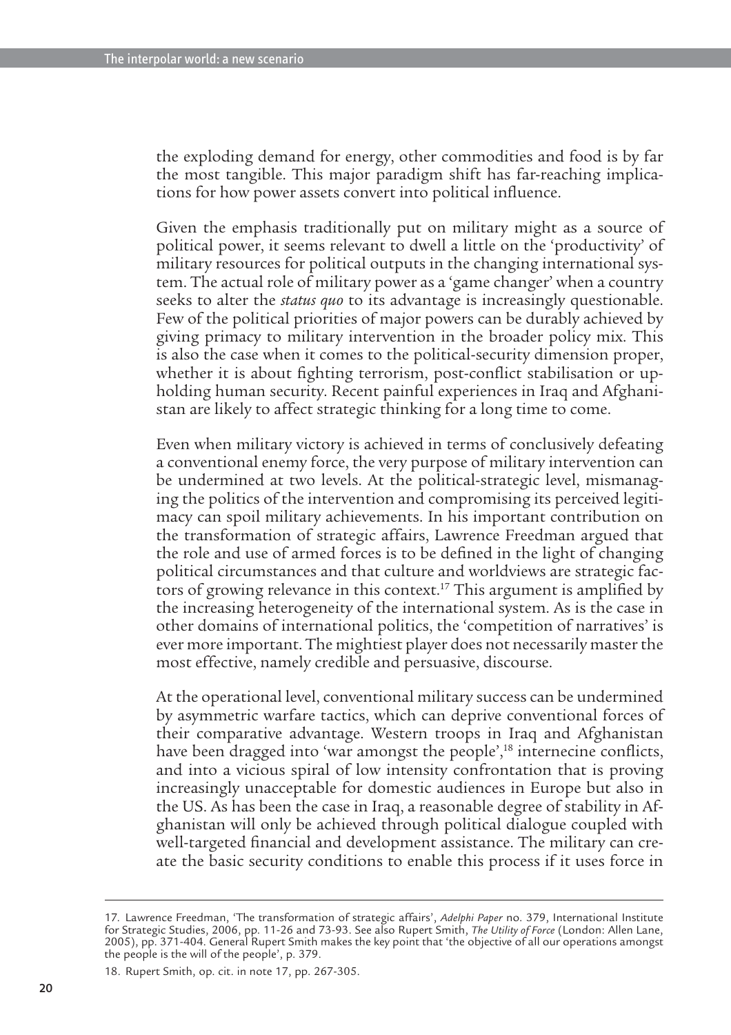the exploding demand for energy, other commodities and food is by far the most tangible. This major paradigm shift has far-reaching implications for how power assets convert into political influence.

Given the emphasis traditionally put on military might as a source of political power, it seems relevant to dwell a little on the 'productivity' of military resources for political outputs in the changing international system. The actual role of military power as a 'game changer' when a country seeks to alter the *status quo* to its advantage is increasingly questionable. Few of the political priorities of major powers can be durably achieved by giving primacy to military intervention in the broader policy mix. This is also the case when it comes to the political-security dimension proper, whether it is about fighting terrorism, post-conflict stabilisation or upholding human security. Recent painful experiences in Iraq and Afghanistan are likely to affect strategic thinking for a long time to come.

Even when military victory is achieved in terms of conclusively defeating a conventional enemy force, the very purpose of military intervention can be undermined at two levels. At the political-strategic level, mismanaging the politics of the intervention and compromising its perceived legitimacy can spoil military achievements. In his important contribution on the transformation of strategic affairs, Lawrence Freedman argued that the role and use of armed forces is to be defined in the light of changing political circumstances and that culture and worldviews are strategic factors of growing relevance in this context.[17] This argument is amplified by the increasing heterogeneity of the international system. As is the case in other domains of international politics, the 'competition of narratives' is ever more important. The mightiest player does not necessarily master the most effective, namely credible and persuasive, discourse.

At the operational level, conventional military success can be undermined by asymmetric warfare tactics, which can deprive conventional forces of their comparative advantage. Western troops in Iraq and Afghanistan have been dragged into 'war amongst the people',[18] internecine conflicts, and into a vicious spiral of low intensity confrontation that is proving increasingly unacceptable for domestic audiences in Europe but also in the US. As has been the case in Iraq, a reasonable degree of stability in Afghanistan will only be achieved through political dialogue coupled with well-targeted financial and development assistance. The military can create the basic security conditions to enable this process if it uses force in

---

17. Lawrence Freedman, 'The transformation of strategic affairs', *Adelphi Paper* no. 379, International Institute for Strategic Studies, 2006, pp. 11-26 and 73-93. See also Rupert Smith, *The Utility of Force* (London: Allen Lane, 2005), pp. 371-404. General Rupert Smith makes the key point that 'the objective of all our operations amongst the people is the will of the people', p. 379.

18. Rupert Smith, op. cit. in note 17, pp. 267-305.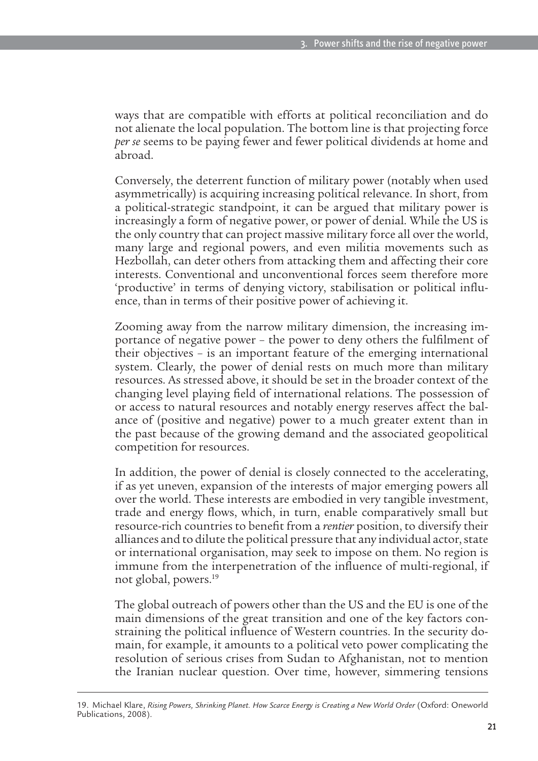ways that are compatible with efforts at political reconciliation and do not alienate the local population. The bottom line is that projecting force *per se* seems to be paying fewer and fewer political dividends at home and abroad.

Conversely, the deterrent function of military power (notably when used asymmetrically) is acquiring increasing political relevance. In short, from a political-strategic standpoint, it can be argued that military power is increasingly a form of negative power, or power of denial. While the US is the only country that can project massive military force all over the world, many large and regional powers, and even militia movements such as Hezbollah, can deter others from attacking them and affecting their core interests. Conventional and unconventional forces seem therefore more 'productive' in terms of denying victory, stabilisation or political influence, than in terms of their positive power of achieving it.

Zooming away from the narrow military dimension, the increasing importance of negative power – the power to deny others the fulfilment of their objectives – is an important feature of the emerging international system. Clearly, the power of denial rests on much more than military resources. As stressed above, it should be set in the broader context of the changing level playing field of international relations. The possession of or access to natural resources and notably energy reserves affect the balance of (positive and negative) power to a much greater extent than in the past because of the growing demand and the associated geopolitical competition for resources.

In addition, the power of denial is closely connected to the accelerating, if as yet uneven, expansion of the interests of major emerging powers all over the world. These interests are embodied in very tangible investment, trade and energy flows, which, in turn, enable comparatively small but resource-rich countries to benefit from a *rentier* position, to diversify their alliances and to dilute the political pressure that any individual actor, state or international organisation, may seek to impose on them. No region is immune from the interpenetration of the influence of multi-regional, if not global, powers.[19]

The global outreach of powers other than the US and the EU is one of the main dimensions of the great transition and one of the key factors constraining the political influence of Western countries. In the security domain, for example, it amounts to a political veto power complicating the resolution of serious crises from Sudan to Afghanistan, not to mention the Iranian nuclear question. Over time, however, simmering tensions

---

19. Michael Klare, *Rising Powers, Shrinking Planet. How Scarce Energy is Creating a New World Order* (Oxford: Oneworld Publications, 2008).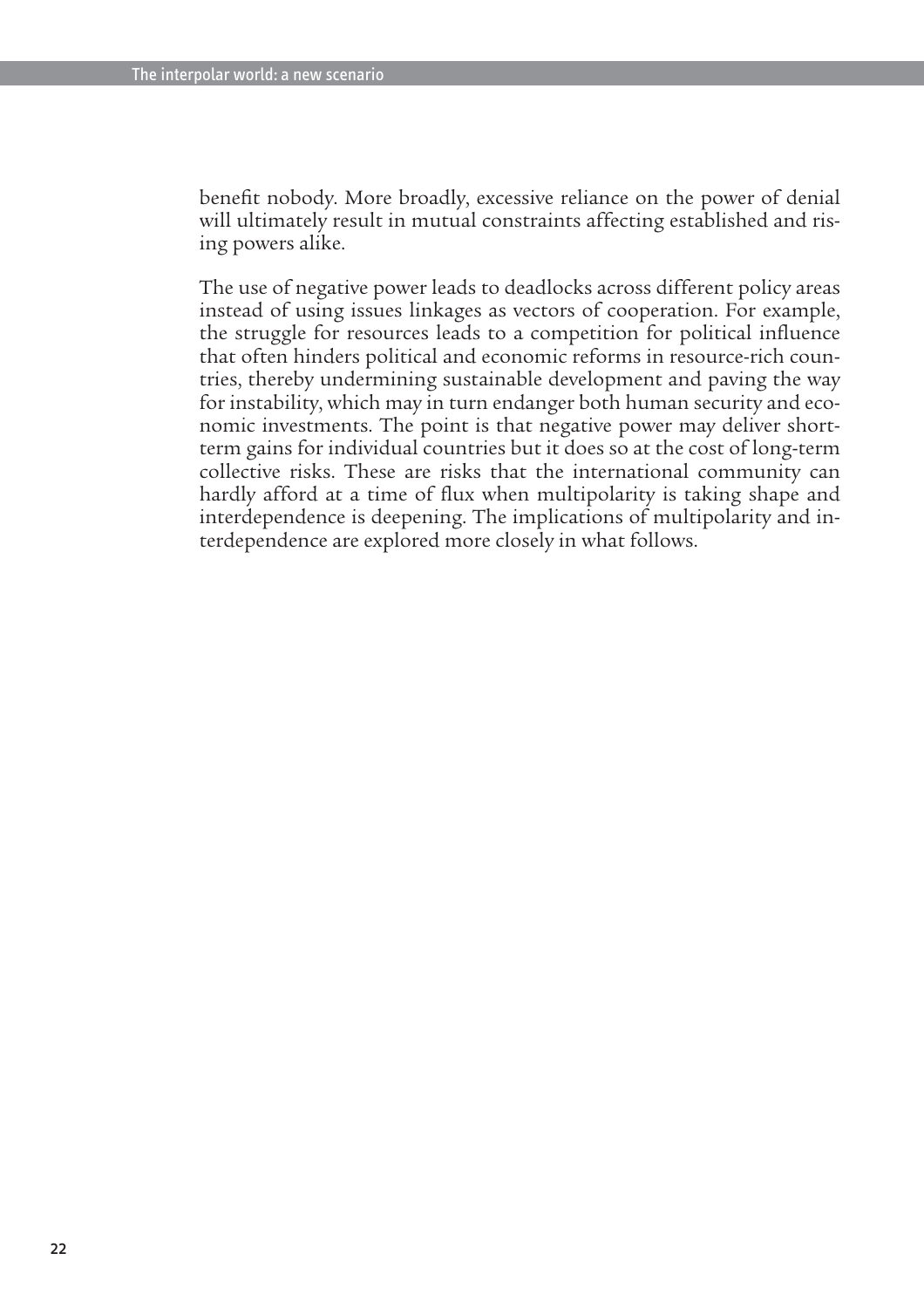benefit nobody. More broadly, excessive reliance on the power of denial will ultimately result in mutual constraints affecting established and rising powers alike.

The use of negative power leads to deadlocks across different policy areas instead of using issues linkages as vectors of cooperation. For example, the struggle for resources leads to a competition for political influence that often hinders political and economic reforms in resource-rich countries, thereby undermining sustainable development and paving the way for instability, which may in turn endanger both human security and economic investments. The point is that negative power may deliver short-term gains for individual countries but it does so at the cost of long-term collective risks. These are risks that the international community can hardly afford at a time of flux when multipolarity is taking shape and interdependence is deepening. The implications of multipolarity and interdependence are explored more closely in what follows.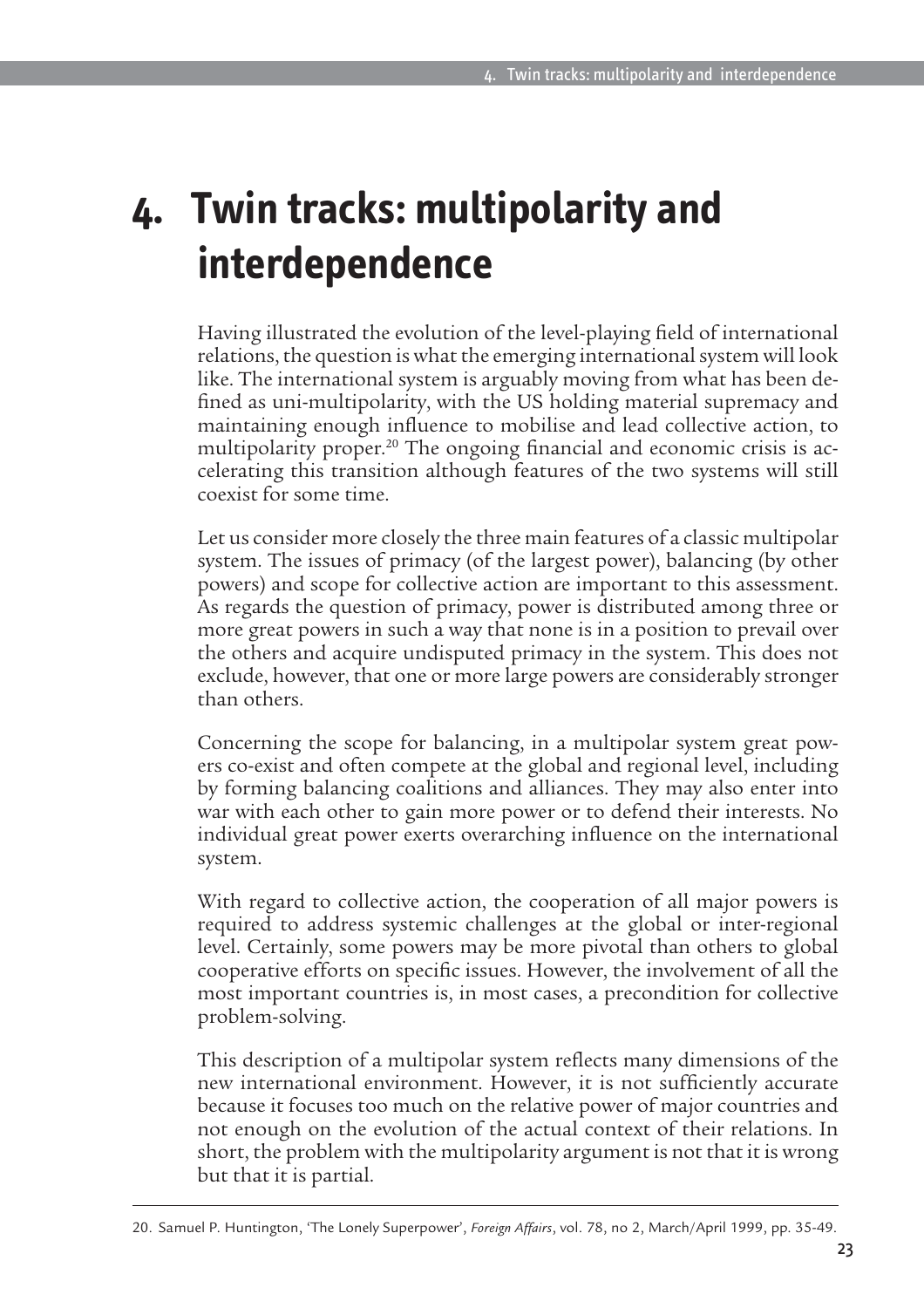# 4. Twin tracks: multipolarity and interdependence

Having illustrated the evolution of the level-playing field of international relations, the question is what the emerging international system will look like. The international system is arguably moving from what has been defined as uni-multipolarity, with the US holding material supremacy and maintaining enough influence to mobilise and lead collective action, to multipolarity proper.[20] The ongoing financial and economic crisis is accelerating this transition although features of the two systems will still coexist for some time.

Let us consider more closely the three main features of a classic multipolar system. The issues of primacy (of the largest power), balancing (by other powers) and scope for collective action are important to this assessment. As regards the question of primacy, power is distributed among three or more great powers in such a way that none is in a position to prevail over the others and acquire undisputed primacy in the system. This does not exclude, however, that one or more large powers are considerably stronger than others.

Concerning the scope for balancing, in a multipolar system great powers co-exist and often compete at the global and regional level, including by forming balancing coalitions and alliances. They may also enter into war with each other to gain more power or to defend their interests. No individual great power exerts overarching influence on the international system.

With regard to collective action, the cooperation of all major powers is required to address systemic challenges at the global or inter-regional level. Certainly, some powers may be more pivotal than others to global cooperative efforts on specific issues. However, the involvement of all the most important countries is, in most cases, a precondition for collective problem-solving.

This description of a multipolar system reflects many dimensions of the new international environment. However, it is not sufficiently accurate because it focuses too much on the relative power of major countries and not enough on the evolution of the actual context of their relations. In short, the problem with the multipolarity argument is not that it is wrong but that it is partial.

---

20. Samuel P. Huntington, 'The Lonely Superpower', *Foreign Affairs*, vol. 78, no 2, March/April 1999, pp. 35-49.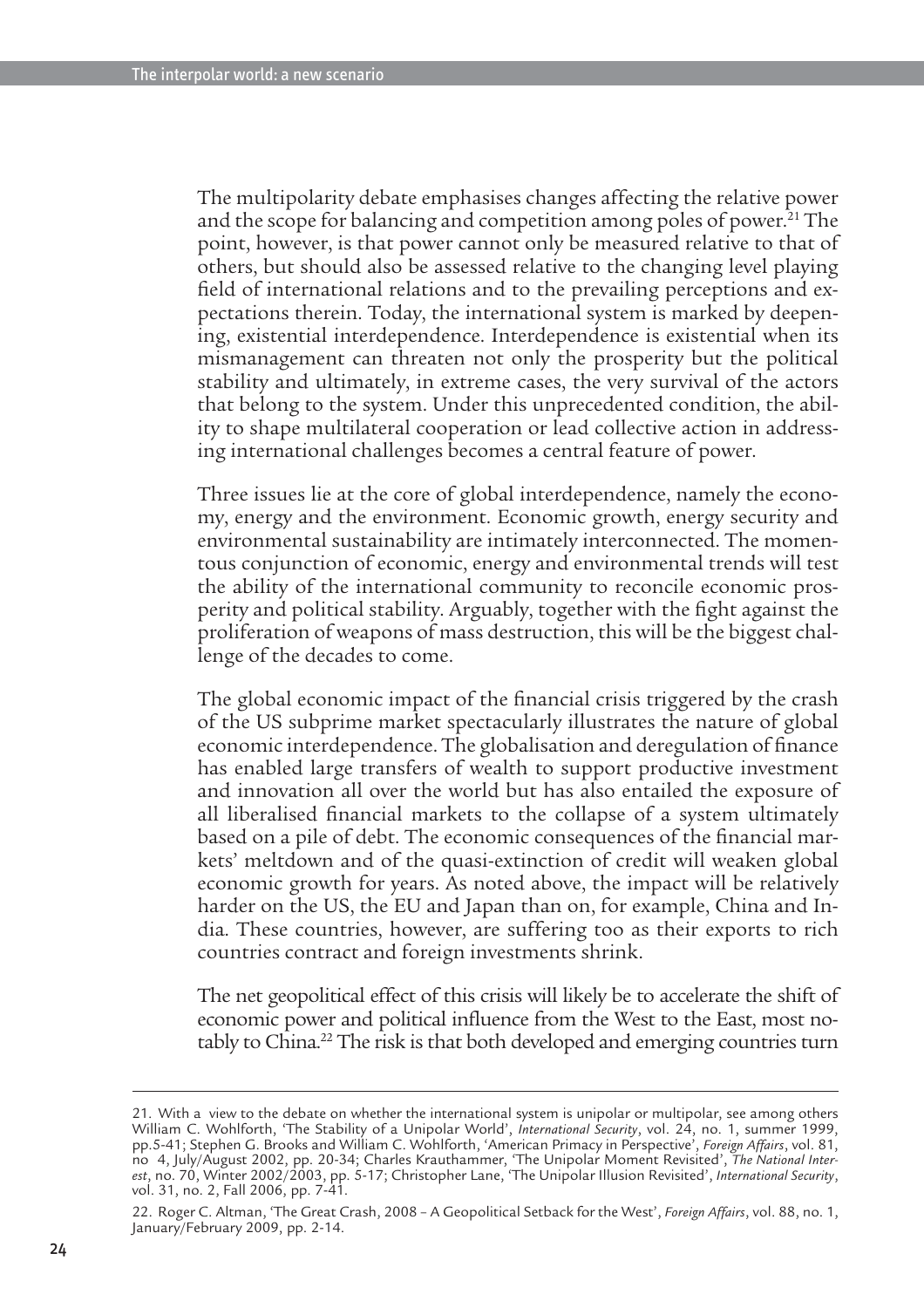The multipolarity debate emphasises changes affecting the relative power and the scope for balancing and competition among poles of power.[21] The point, however, is that power cannot only be measured relative to that of others, but should also be assessed relative to the changing level playing field of international relations and to the prevailing perceptions and expectations therein. Today, the international system is marked by deepening, existential interdependence. Interdependence is existential when its mismanagement can threaten not only the prosperity but the political stability and ultimately, in extreme cases, the very survival of the actors that belong to the system. Under this unprecedented condition, the ability to shape multilateral cooperation or lead collective action in addressing international challenges becomes a central feature of power.

Three issues lie at the core of global interdependence, namely the economy, energy and the environment. Economic growth, energy security and environmental sustainability are intimately interconnected. The momentous conjunction of economic, energy and environmental trends will test the ability of the international community to reconcile economic prosperity and political stability. Arguably, together with the fight against the proliferation of weapons of mass destruction, this will be the biggest challenge of the decades to come.

The global economic impact of the financial crisis triggered by the crash of the US subprime market spectacularly illustrates the nature of global economic interdependence. The globalisation and deregulation of finance has enabled large transfers of wealth to support productive investment and innovation all over the world but has also entailed the exposure of all liberalised financial markets to the collapse of a system ultimately based on a pile of debt. The economic consequences of the financial markets' meltdown and of the quasi-extinction of credit will weaken global economic growth for years. As noted above, the impact will be relatively harder on the US, the EU and Japan than on, for example, China and India. These countries, however, are suffering too as their exports to rich countries contract and foreign investments shrink.

The net geopolitical effect of this crisis will likely be to accelerate the shift of economic power and political influence from the West to the East, most notably to China.[22] The risk is that both developed and emerging countries turn

---

21. With a view to the debate on whether the international system is unipolar or multipolar, see among others William C. Wohlforth, 'The Stability of a Unipolar World', *International Security*, vol. 24, no. 1, summer 1999, pp.5-41; Stephen G. Brooks and William C. Wohlforth, 'American Primacy in Perspective', *Foreign Affairs*, vol. 81, no 4, July/August 2002, pp. 20-34; Charles Krauthammer, 'The Unipolar Moment Revisited', *The National Interest*, no. 70, Winter 2002/2003, pp. 5-17; Christopher Lane, 'The Unipolar Illusion Revisited', *International Security*, vol. 31, no. 2, Fall 2006, pp. 7-41.

22. Roger C. Altman, 'The Great Crash, 2008 – A Geopolitical Setback for the West', *Foreign Affairs*, vol. 88, no. 1, January/February 2009, pp. 2-14.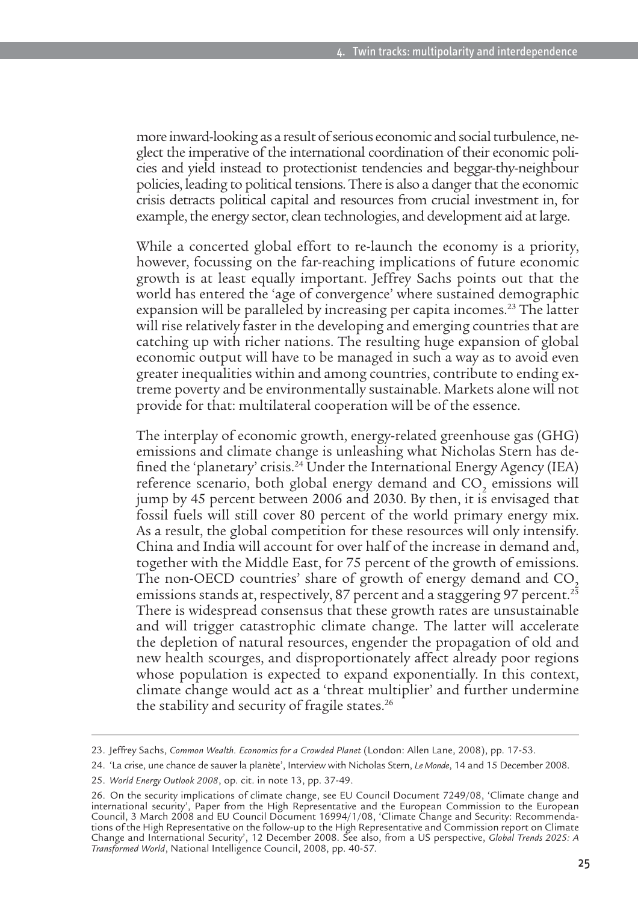more inward-looking as a result of serious economic and social turbulence, neglect the imperative of the international coordination of their economic policies and yield instead to protectionist tendencies and beggar-thy-neighbour policies, leading to political tensions. There is also a danger that the economic crisis detracts political capital and resources from crucial investment in, for example, the energy sector, clean technologies, and development aid at large.

While a concerted global effort to re-launch the economy is a priority, however, focussing on the far-reaching implications of future economic growth is at least equally important. Jeffrey Sachs points out that the world has entered the 'age of convergence' where sustained demographic expansion will be paralleled by increasing per capita incomes.[23] The latter will rise relatively faster in the developing and emerging countries that are catching up with richer nations. The resulting huge expansion of global economic output will have to be managed in such a way as to avoid even greater inequalities within and among countries, contribute to ending extreme poverty and be environmentally sustainable. Markets alone will not provide for that: multilateral cooperation will be of the essence.

The interplay of economic growth, energy-related greenhouse gas (GHG) emissions and climate change is unleashing what Nicholas Stern has defined the 'planetary' crisis.[24] Under the International Energy Agency (IEA) reference scenario, both global energy demand and $CO_2$ emissions will jump by 45 percent between 2006 and 2030. By then, it is envisaged that fossil fuels will still cover 80 percent of the world primary energy mix. As a result, the global competition for these resources will only intensify. China and India will account for over half of the increase in demand and, together with the Middle East, for 75 percent of the growth of emissions. The non-OECD countries' share of growth of energy demand and $CO_2$ emissions stands at, respectively, 87 percent and a staggering 97 percent.[25] There is widespread consensus that these growth rates are unsustainable and will trigger catastrophic climate change. The latter will accelerate the depletion of natural resources, engender the propagation of old and new health scourges, and disproportionately affect already poor regions whose population is expected to expand exponentially. In this context, climate change would act as a 'threat multiplier' and further undermine the stability and security of fragile states.[26]

---

23. Jeffrey Sachs, *Common Wealth. Economics for a Crowded Planet* (London: Allen Lane, 2008), pp. 17-53.

24. 'La crise, une chance de sauver la planète', Interview with Nicholas Stern, *Le Monde*, 14 and 15 December 2008.

25. *World Energy Outlook 2008*, op. cit. in note 13, pp. 37-49.

26. On the security implications of climate change, see EU Council Document 7249/08, 'Climate change and international security', Paper from the High Representative and the European Commission to the European Council, 3 March 2008 and EU Council Document 16994/1/08, 'Climate Change and Security: Recommendations of the High Representative on the follow-up to the High Representative and Commission report on Climate Change and International Security', 12 December 2008. See also, from a US perspective, *Global Trends 2025: A Transformed World*, National Intelligence Council, 2008, pp. 40-57.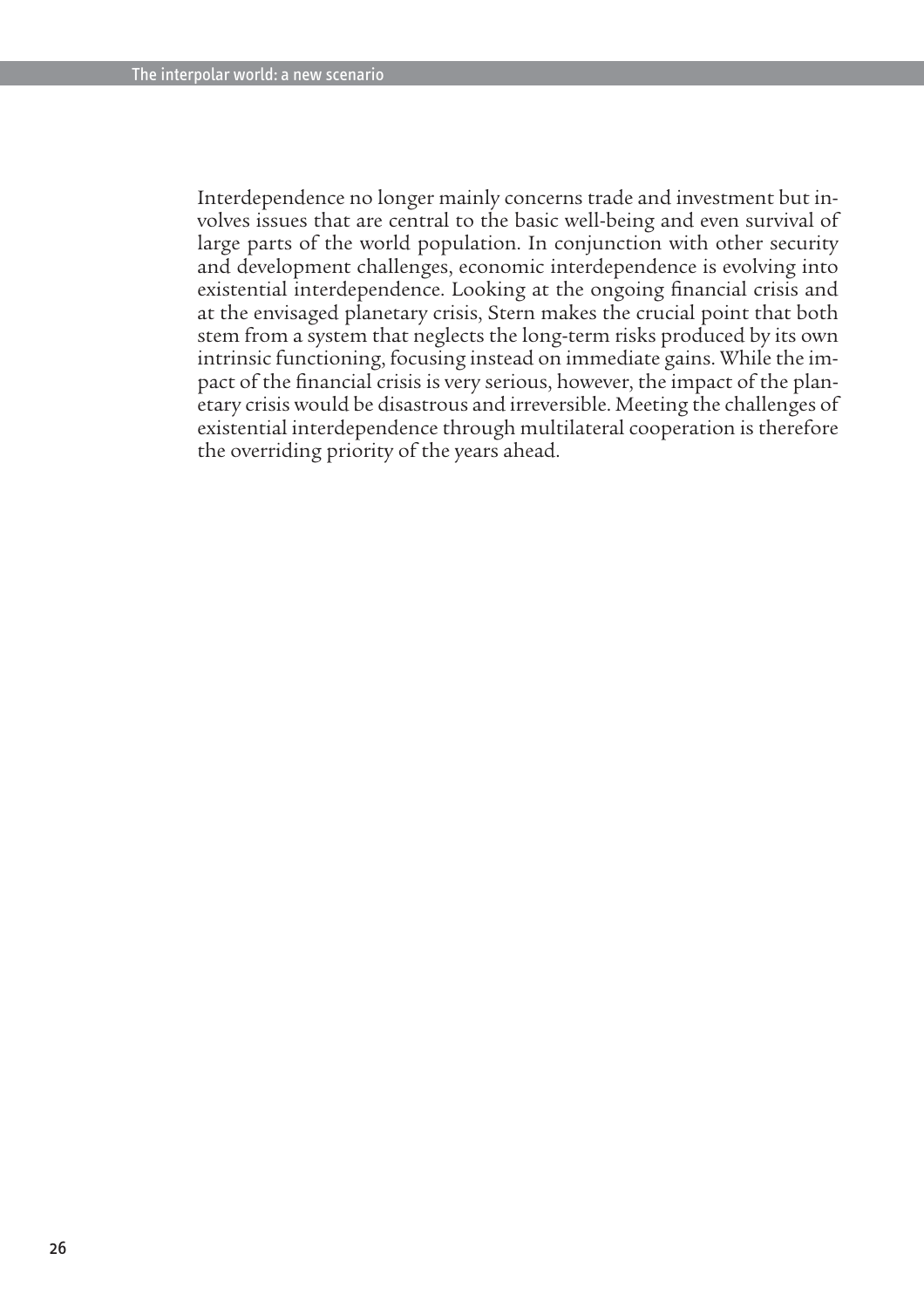Interdependence no longer mainly concerns trade and investment but involves issues that are central to the basic well-being and even survival of large parts of the world population. In conjunction with other security and development challenges, economic interdependence is evolving into existential interdependence. Looking at the ongoing financial crisis and at the envisaged planetary crisis, Stern makes the crucial point that both stem from a system that neglects the long-term risks produced by its own intrinsic functioning, focusing instead on immediate gains. While the impact of the financial crisis is very serious, however, the impact of the planetary crisis would be disastrous and irreversible. Meeting the challenges of existential interdependence through multilateral cooperation is therefore the overriding priority of the years ahead.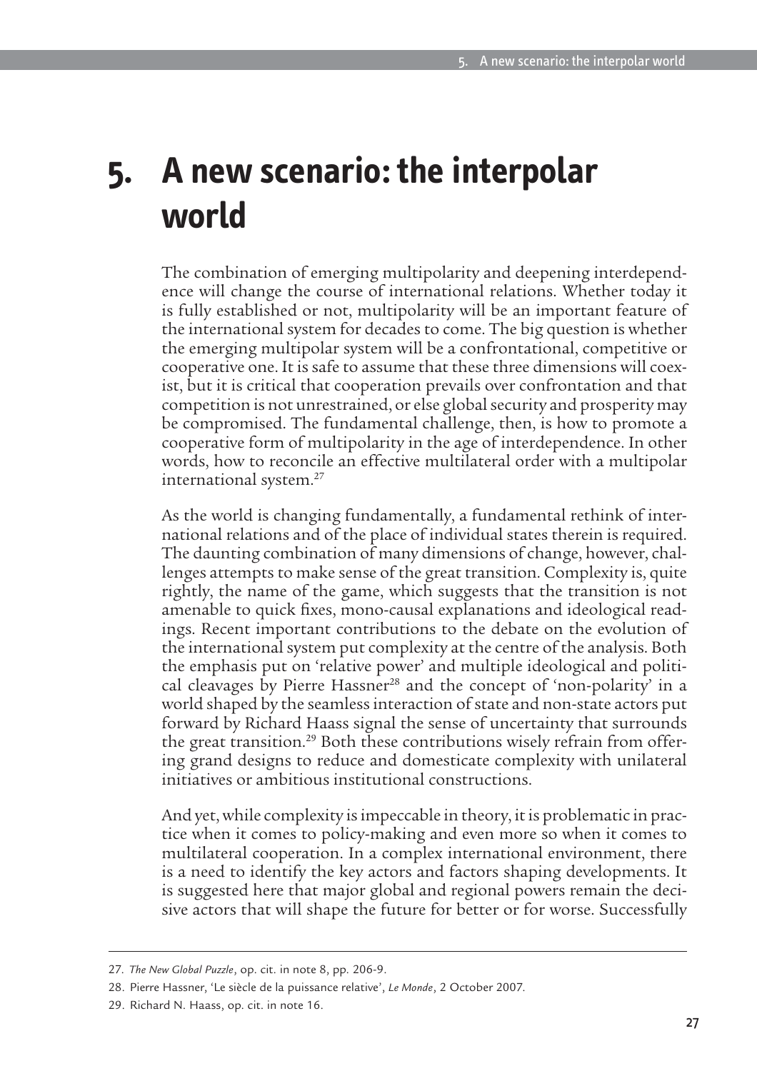# 5. A new scenario: the interpolar world

The combination of emerging multipolarity and deepening interdependence will change the course of international relations. Whether today it is fully established or not, multipolarity will be an important feature of the international system for decades to come. The big question is whether the emerging multipolar system will be a confrontational, competitive or cooperative one. It is safe to assume that these three dimensions will coexist, but it is critical that cooperation prevails over confrontation and that competition is not unrestrained, or else global security and prosperity may be compromised. The fundamental challenge, then, is how to promote a cooperative form of multipolarity in the age of interdependence. In other words, how to reconcile an effective multilateral order with a multipolar international system.[27]

As the world is changing fundamentally, a fundamental rethink of international relations and of the place of individual states therein is required. The daunting combination of many dimensions of change, however, challenges attempts to make sense of the great transition. Complexity is, quite rightly, the name of the game, which suggests that the transition is not amenable to quick fixes, mono-causal explanations and ideological readings. Recent important contributions to the debate on the evolution of the international system put complexity at the centre of the analysis. Both the emphasis put on 'relative power' and multiple ideological and political cleavages by Pierre Hassner[28] and the concept of 'non-polarity' in a world shaped by the seamless interaction of state and non-state actors put forward by Richard Haass signal the sense of uncertainty that surrounds the great transition.[29] Both these contributions wisely refrain from offering grand designs to reduce and domesticate complexity with unilateral initiatives or ambitious institutional constructions.

And yet, while complexity is impeccable in theory, it is problematic in practice when it comes to policy-making and even more so when it comes to multilateral cooperation. In a complex international environment, there is a need to identify the key actors and factors shaping developments. It is suggested here that major global and regional powers remain the decisive actors that will shape the future for better or for worse. Successfully

---

27. *The New Global Puzzle*, op. cit. in note 8, pp. 206-9.

28. Pierre Hassner, 'Le siècle de la puissance relative', *Le Monde*, 2 October 2007.

29. Richard N. Haass, op. cit. in note 16.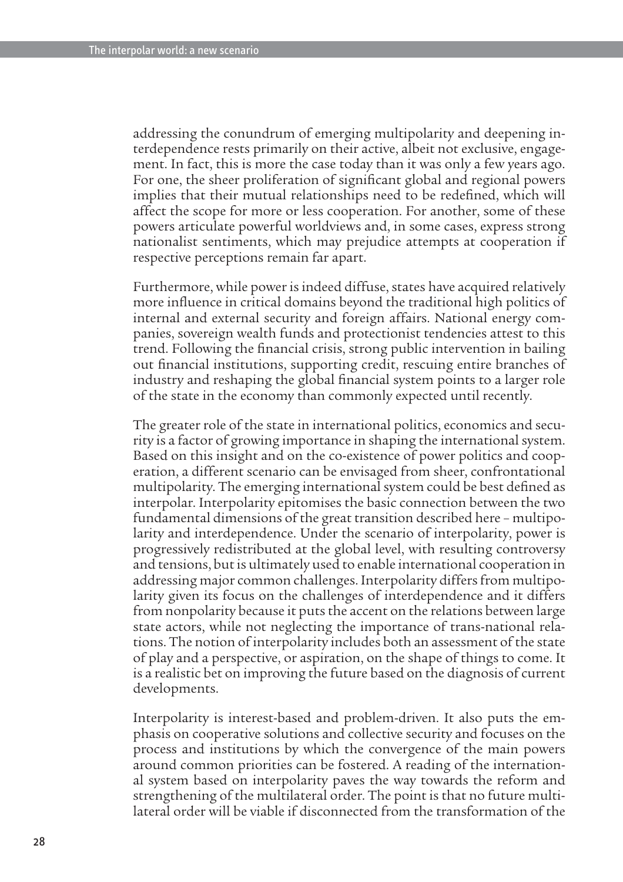addressing the conundrum of emerging multipolarity and deepening interdependence rests primarily on their active, albeit not exclusive, engagement. In fact, this is more the case today than it was only a few years ago. For one, the sheer proliferation of significant global and regional powers implies that their mutual relationships need to be redefined, which will affect the scope for more or less cooperation. For another, some of these powers articulate powerful worldviews and, in some cases, express strong nationalist sentiments, which may prejudice attempts at cooperation if respective perceptions remain far apart.

Furthermore, while power is indeed diffuse, states have acquired relatively more influence in critical domains beyond the traditional high politics of internal and external security and foreign affairs. National energy companies, sovereign wealth funds and protectionist tendencies attest to this trend. Following the financial crisis, strong public intervention in bailing out financial institutions, supporting credit, rescuing entire branches of industry and reshaping the global financial system points to a larger role of the state in the economy than commonly expected until recently.

The greater role of the state in international politics, economics and security is a factor of growing importance in shaping the international system. Based on this insight and on the co-existence of power politics and cooperation, a different scenario can be envisaged from sheer, confrontational multipolarity. The emerging international system could be best defined as interpolar. Interpolarity epitomises the basic connection between the two fundamental dimensions of the great transition described here – multipolarity and interdependence. Under the scenario of interpolarity, power is progressively redistributed at the global level, with resulting controversy and tensions, but is ultimately used to enable international cooperation in addressing major common challenges. Interpolarity differs from multipolarity given its focus on the challenges of interdependence and it differs from nonpolarity because it puts the accent on the relations between large state actors, while not neglecting the importance of trans-national relations. The notion of interpolarity includes both an assessment of the state of play and a perspective, or aspiration, on the shape of things to come. It is a realistic bet on improving the future based on the diagnosis of current developments.

Interpolarity is interest-based and problem-driven. It also puts the emphasis on cooperative solutions and collective security and focuses on the process and institutions by which the convergence of the main powers around common priorities can be fostered. A reading of the international system based on interpolarity paves the way towards the reform and strengthening of the multilateral order. The point is that no future multilateral order will be viable if disconnected from the transformation of the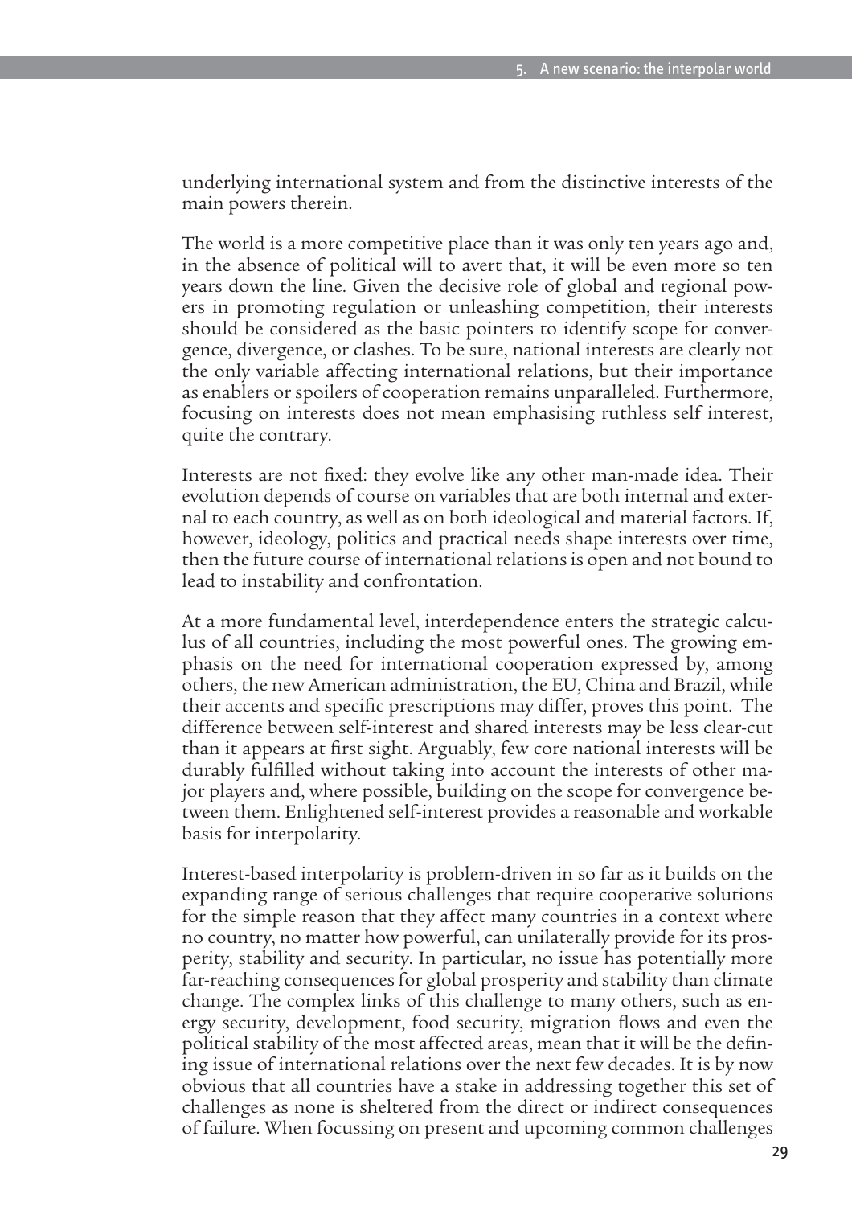underlying international system and from the distinctive interests of the main powers therein.

The world is a more competitive place than it was only ten years ago and, in the absence of political will to avert that, it will be even more so ten years down the line. Given the decisive role of global and regional powers in promoting regulation or unleashing competition, their interests should be considered as the basic pointers to identify scope for convergence, divergence, or clashes. To be sure, national interests are clearly not the only variable affecting international relations, but their importance as enablers or spoilers of cooperation remains unparalleled. Furthermore, focusing on interests does not mean emphasising ruthless self interest, quite the contrary.

Interests are not fixed: they evolve like any other man-made idea. Their evolution depends of course on variables that are both internal and external to each country, as well as on both ideological and material factors. If, however, ideology, politics and practical needs shape interests over time, then the future course of international relations is open and not bound to lead to instability and confrontation.

At a more fundamental level, interdependence enters the strategic calculus of all countries, including the most powerful ones. The growing emphasis on the need for international cooperation expressed by, among others, the new American administration, the EU, China and Brazil, while their accents and specific prescriptions may differ, proves this point. The difference between self-interest and shared interests may be less clear-cut than it appears at first sight. Arguably, few core national interests will be durably fulfilled without taking into account the interests of other major players and, where possible, building on the scope for convergence between them. Enlightened self-interest provides a reasonable and workable basis for interpolarity.

Interest-based interpolarity is problem-driven in so far as it builds on the expanding range of serious challenges that require cooperative solutions for the simple reason that they affect many countries in a context where no country, no matter how powerful, can unilaterally provide for its prosperity, stability and security. In particular, no issue has potentially more far-reaching consequences for global prosperity and stability than climate change. The complex links of this challenge to many others, such as energy security, development, food security, migration flows and even the political stability of the most affected areas, mean that it will be the defining issue of international relations over the next few decades. It is by now obvious that all countries have a stake in addressing together this set of challenges as none is sheltered from the direct or indirect consequences of failure. When focussing on present and upcoming common challenges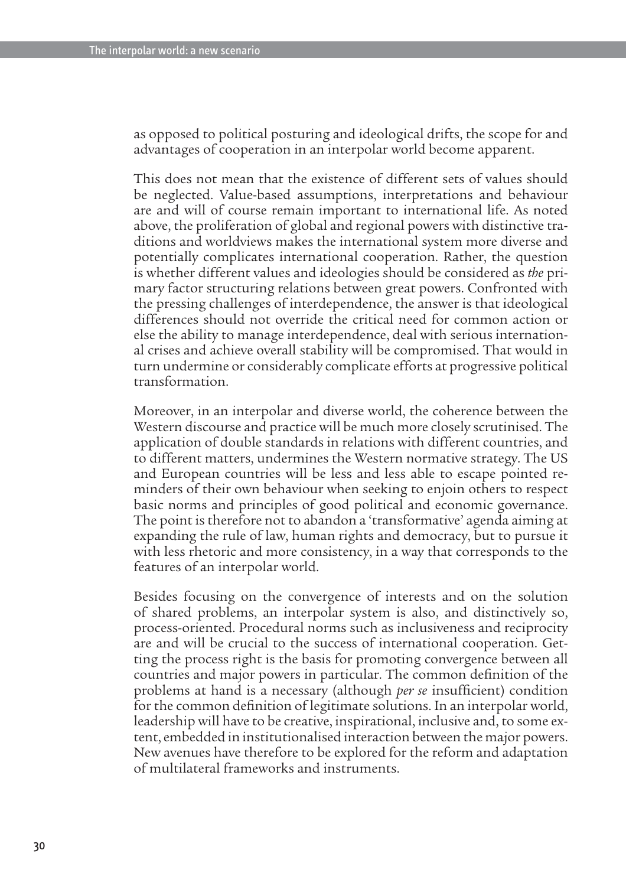as opposed to political posturing and ideological drifts, the scope for and advantages of cooperation in an interpolar world become apparent.

This does not mean that the existence of different sets of values should be neglected. Value-based assumptions, interpretations and behaviour are and will of course remain important to international life. As noted above, the proliferation of global and regional powers with distinctive traditions and worldviews makes the international system more diverse and potentially complicates international cooperation. Rather, the question is whether different values and ideologies should be considered as *the* primary factor structuring relations between great powers. Confronted with the pressing challenges of interdependence, the answer is that ideological differences should not override the critical need for common action or else the ability to manage interdependence, deal with serious international crises and achieve overall stability will be compromised. That would in turn undermine or considerably complicate efforts at progressive political transformation.

Moreover, in an interpolar and diverse world, the coherence between the Western discourse and practice will be much more closely scrutinised. The application of double standards in relations with different countries, and to different matters, undermines the Western normative strategy. The US and European countries will be less and less able to escape pointed reminders of their own behaviour when seeking to enjoin others to respect basic norms and principles of good political and economic governance. The point is therefore not to abandon a 'transformative' agenda aiming at expanding the rule of law, human rights and democracy, but to pursue it with less rhetoric and more consistency, in a way that corresponds to the features of an interpolar world.

Besides focusing on the convergence of interests and on the solution of shared problems, an interpolar system is also, and distinctively so, process-oriented. Procedural norms such as inclusiveness and reciprocity are and will be crucial to the success of international cooperation. Getting the process right is the basis for promoting convergence between all countries and major powers in particular. The common definition of the problems at hand is a necessary (although *per se* insufficient) condition for the common definition of legitimate solutions. In an interpolar world, leadership will have to be creative, inspirational, inclusive and, to some extent, embedded in institutionalised interaction between the major powers. New avenues have therefore to be explored for the reform and adaptation of multilateral frameworks and instruments.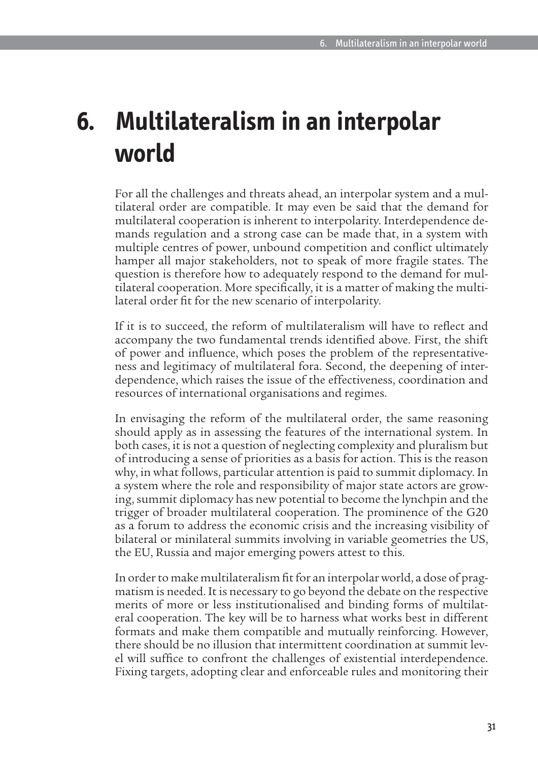# 6. Multilateralism in an interpolar world

For all the challenges and threats ahead, an interpolar system and a multilateral order are compatible. It may even be said that the demand for multilateral cooperation is inherent to interpolarity. Interdependence demands regulation and a strong case can be made that, in a system with multiple centres of power, unbound competition and conflict ultimately hamper all major stakeholders, not to speak of more fragile states. The question is therefore how to adequately respond to the demand for multilateral cooperation. More specifically, it is a matter of making the multilateral order fit for the new scenario of interpolarity.

If it is to succeed, the reform of multilateralism will have to reflect and accompany the two fundamental trends identified above. First, the shift of power and influence, which poses the problem of the representativeness and legitimacy of multilateral fora. Second, the deepening of interdependence, which raises the issue of the effectiveness, coordination and resources of international organisations and regimes.

In envisaging the reform of the multilateral order, the same reasoning should apply as in assessing the features of the international system. In both cases, it is not a question of neglecting complexity and pluralism but of introducing a sense of priorities as a basis for action. This is the reason why, in what follows, particular attention is paid to summit diplomacy. In a system where the role and responsibility of major state actors are growing, summit diplomacy has new potential to become the lynchpin and the trigger of broader multilateral cooperation. The prominence of the G20 as a forum to address the economic crisis and the increasing visibility of bilateral or minilateral summits involving in variable geometries the US, the EU, Russia and major emerging powers attest to this.

In order to make multilateralism fit for an interpolar world, a dose of pragmatism is needed. It is necessary to go beyond the debate on the respective merits of more or less institutionalised and binding forms of multilateral cooperation. The key will be to harness what works best in different formats and make them compatible and mutually reinforcing. However, there should be no illusion that intermittent coordination at summit level will suffice to confront the challenges of existential interdependence. Fixing targets, adopting clear and enforceable rules and monitoring their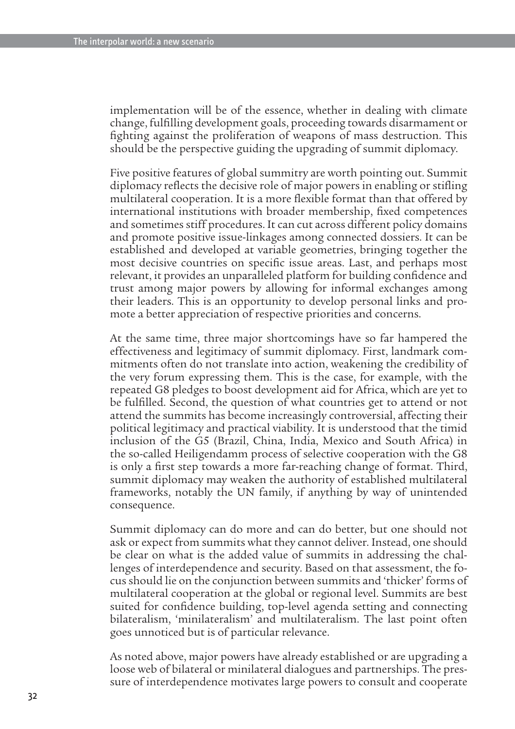implementation will be of the essence, whether in dealing with climate change, fulfilling development goals, proceeding towards disarmament or fighting against the proliferation of weapons of mass destruction. This should be the perspective guiding the upgrading of summit diplomacy.

Five positive features of global summitry are worth pointing out. Summit diplomacy reflects the decisive role of major powers in enabling or stifling multilateral cooperation. It is a more flexible format than that offered by international institutions with broader membership, fixed competences and sometimes stiff procedures. It can cut across different policy domains and promote positive issue-linkages among connected dossiers. It can be established and developed at variable geometries, bringing together the most decisive countries on specific issue areas. Last, and perhaps most relevant, it provides an unparalleled platform for building confidence and trust among major powers by allowing for informal exchanges among their leaders. This is an opportunity to develop personal links and promote a better appreciation of respective priorities and concerns.

At the same time, three major shortcomings have so far hampered the effectiveness and legitimacy of summit diplomacy. First, landmark commitments often do not translate into action, weakening the credibility of the very forum expressing them. This is the case, for example, with the repeated G8 pledges to boost development aid for Africa, which are yet to be fulfilled. Second, the question of what countries get to attend or not attend the summits has become increasingly controversial, affecting their political legitimacy and practical viability. It is understood that the timid inclusion of the G5 (Brazil, China, India, Mexico and South Africa) in the so-called Heiligendamm process of selective cooperation with the G8 is only a first step towards a more far-reaching change of format. Third, summit diplomacy may weaken the authority of established multilateral frameworks, notably the UN family, if anything by way of unintended consequence.

Summit diplomacy can do more and can do better, but one should not ask or expect from summits what they cannot deliver. Instead, one should be clear on what is the added value of summits in addressing the challenges of interdependence and security. Based on that assessment, the focus should lie on the conjunction between summits and 'thicker' forms of multilateral cooperation at the global or regional level. Summits are best suited for confidence building, top-level agenda setting and connecting bilateralism, 'minilateralism' and multilateralism. The last point often goes unnoticed but is of particular relevance.

As noted above, major powers have already established or are upgrading a loose web of bilateral or minilateral dialogues and partnerships. The pressure of interdependence motivates large powers to consult and cooperate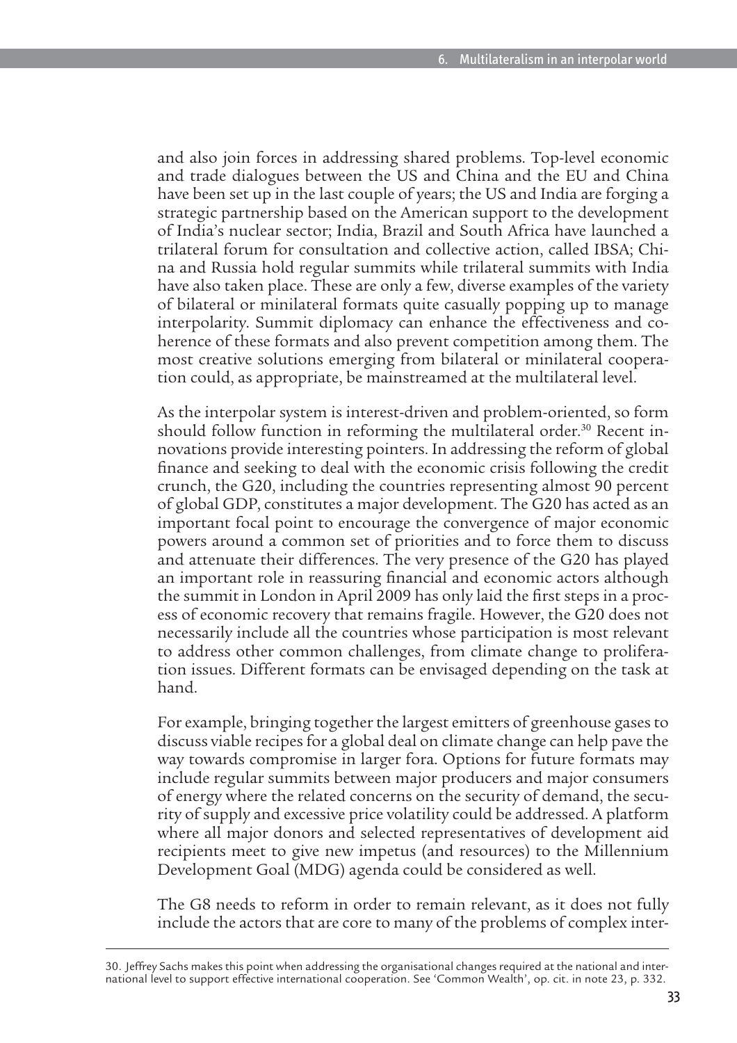and also join forces in addressing shared problems. Top-level economic and trade dialogues between the US and China and the EU and China have been set up in the last couple of years; the US and India are forging a strategic partnership based on the American support to the development of India's nuclear sector; India, Brazil and South Africa have launched a trilateral forum for consultation and collective action, called IBSA; China and Russia hold regular summits while trilateral summits with India have also taken place. These are only a few, diverse examples of the variety of bilateral or minilateral formats quite casually popping up to manage interpolarity. Summit diplomacy can enhance the effectiveness and coherence of these formats and also prevent competition among them. The most creative solutions emerging from bilateral or minilateral cooperation could, as appropriate, be mainstreamed at the multilateral level.

As the interpolar system is interest-driven and problem-oriented, so form should follow function in reforming the multilateral order.[30] Recent innovations provide interesting pointers. In addressing the reform of global finance and seeking to deal with the economic crisis following the credit crunch, the G20, including the countries representing almost 90 percent of global GDP, constitutes a major development. The G20 has acted as an important focal point to encourage the convergence of major economic powers around a common set of priorities and to force them to discuss and attenuate their differences. The very presence of the G20 has played an important role in reassuring financial and economic actors although the summit in London in April 2009 has only laid the first steps in a process of economic recovery that remains fragile. However, the G20 does not necessarily include all the countries whose participation is most relevant to address other common challenges, from climate change to proliferation issues. Different formats can be envisaged depending on the task at hand.

For example, bringing together the largest emitters of greenhouse gases to discuss viable recipes for a global deal on climate change can help pave the way towards compromise in larger fora. Options for future formats may include regular summits between major producers and major consumers of energy where the related concerns on the security of demand, the security of supply and excessive price volatility could be addressed. A platform where all major donors and selected representatives of development aid recipients meet to give new impetus (and resources) to the Millennium Development Goal (MDG) agenda could be considered as well.

The G8 needs to reform in order to remain relevant, as it does not fully include the actors that are core to many of the problems of complex inter-

---

30. Jeffrey Sachs makes this point when addressing the organisational changes required at the national and international level to support effective international cooperation. See 'Common Wealth', op. cit. in note 23, p. 332.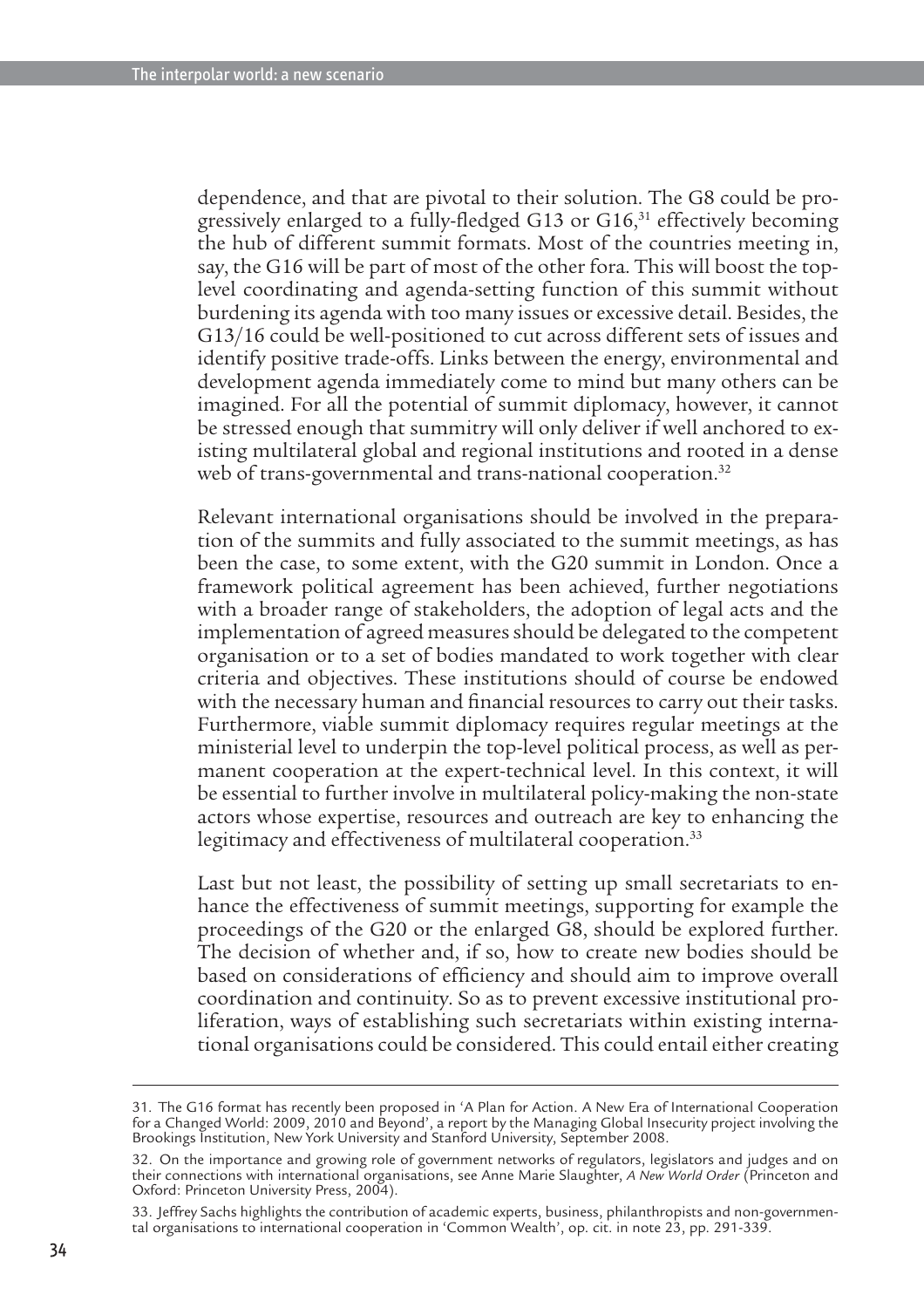dependence, and that are pivotal to their solution. The G8 could be progressively enlarged to a fully-fledged G13 or G16,[31] effectively becoming the hub of different summit formats. Most of the countries meeting in, say, the G16 will be part of most of the other fora. This will boost the top-level coordinating and agenda-setting function of this summit without burdening its agenda with too many issues or excessive detail. Besides, the G13/16 could be well-positioned to cut across different sets of issues and identify positive trade-offs. Links between the energy, environmental and development agenda immediately come to mind but many others can be imagined. For all the potential of summit diplomacy, however, it cannot be stressed enough that summitry will only deliver if well anchored to existing multilateral global and regional institutions and rooted in a dense web of trans-governmental and trans-national cooperation.[32]

Relevant international organisations should be involved in the preparation of the summits and fully associated to the summit meetings, as has been the case, to some extent, with the G20 summit in London. Once a framework political agreement has been achieved, further negotiations with a broader range of stakeholders, the adoption of legal acts and the implementation of agreed measures should be delegated to the competent organisation or to a set of bodies mandated to work together with clear criteria and objectives. These institutions should of course be endowed with the necessary human and financial resources to carry out their tasks. Furthermore, viable summit diplomacy requires regular meetings at the ministerial level to underpin the top-level political process, as well as permanent cooperation at the expert-technical level. In this context, it will be essential to further involve in multilateral policy-making the non-state actors whose expertise, resources and outreach are key to enhancing the legitimacy and effectiveness of multilateral cooperation.[33]

Last but not least, the possibility of setting up small secretariats to enhance the effectiveness of summit meetings, supporting for example the proceedings of the G20 or the enlarged G8, should be explored further. The decision of whether and, if so, how to create new bodies should be based on considerations of efficiency and should aim to improve overall coordination and continuity. So as to prevent excessive institutional proliferation, ways of establishing such secretariats within existing international organisations could be considered. This could entail either creating

---

31. The G16 format has recently been proposed in 'A Plan for Action. A New Era of International Cooperation for a Changed World: 2009, 2010 and Beyond', a report by the Managing Global Insecurity project involving the Brookings Institution, New York University and Stanford University, September 2008.

32. On the importance and growing role of government networks of regulators, legislators and judges and on their connections with international organisations, see Anne Marie Slaughter, *A New World Order* (Princeton and Oxford: Princeton University Press, 2004).

33. Jeffrey Sachs highlights the contribution of academic experts, business, philanthropists and non-governmental organisations to international cooperation in 'Common Wealth', op. cit. in note 23, pp. 291-339.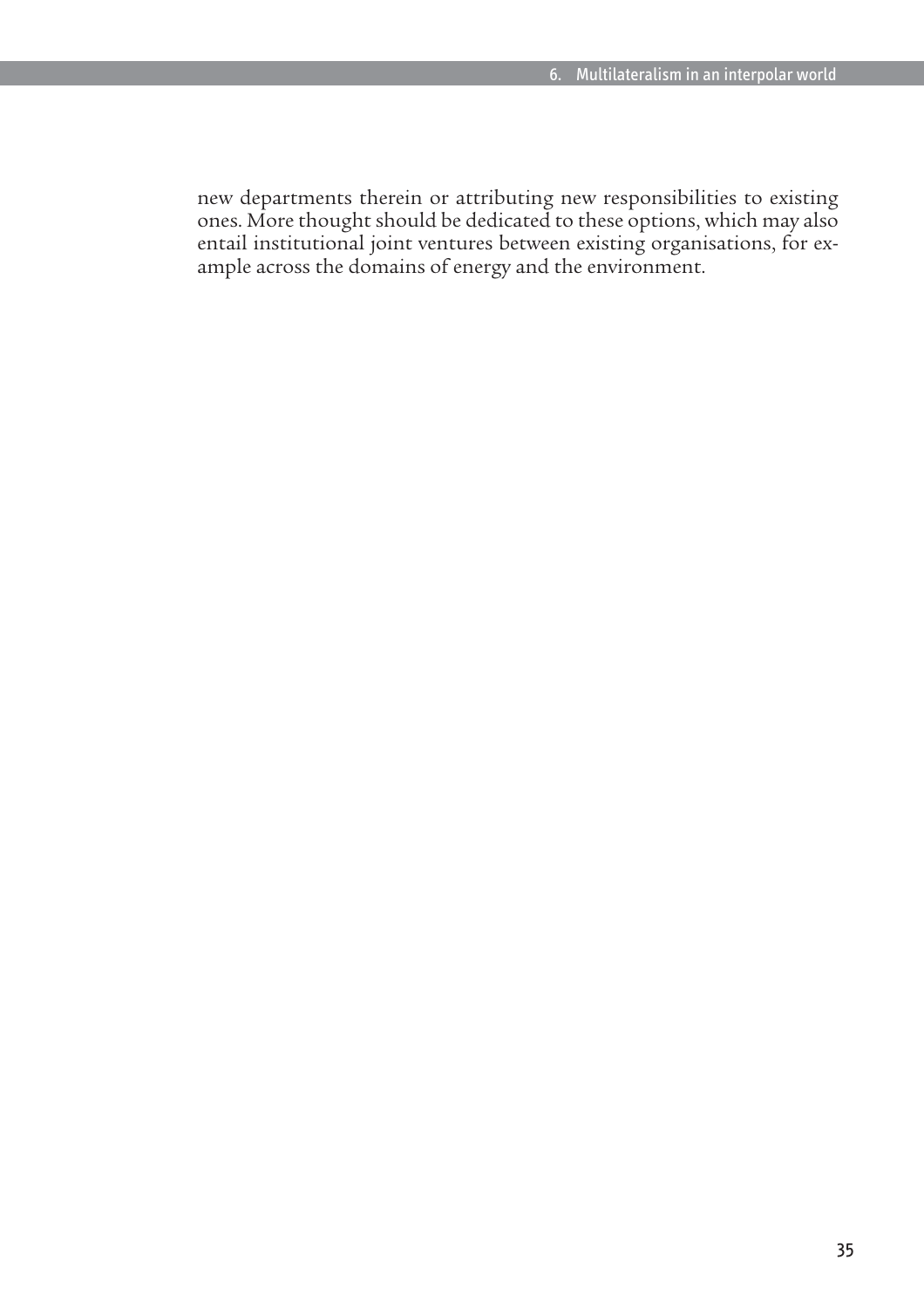new departments therein or attributing new responsibilities to existing ones. More thought should be dedicated to these options, which may also entail institutional joint ventures between existing organisations, for example across the domains of energy and the environment.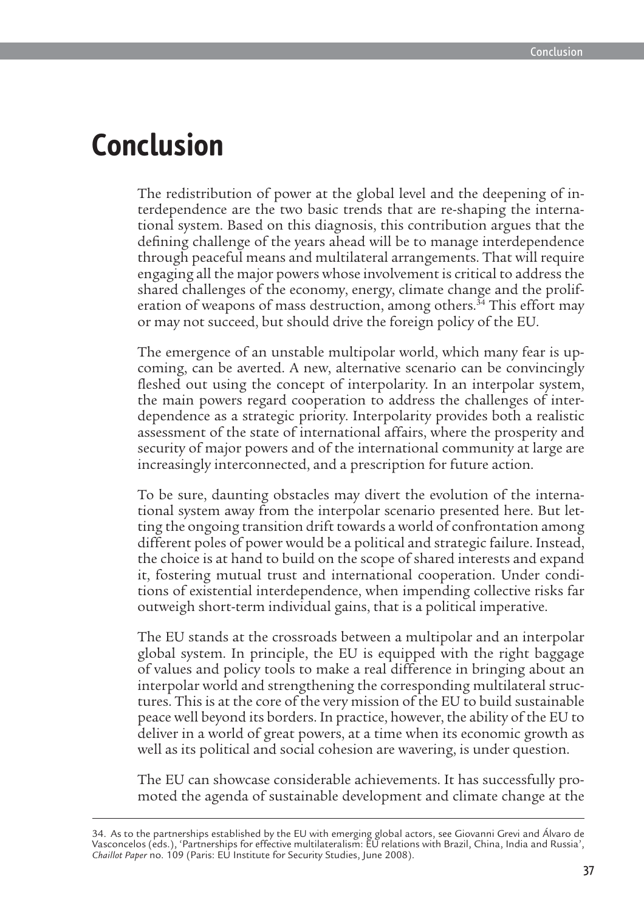# Conclusion

The redistribution of power at the global level and the deepening of interdependence are the two basic trends that are re-shaping the international system. Based on this diagnosis, this contribution argues that the defining challenge of the years ahead will be to manage interdependence through peaceful means and multilateral arrangements. That will require engaging all the major powers whose involvement is critical to address the shared challenges of the economy, energy, climate change and the proliferation of weapons of mass destruction, among others.[34] This effort may or may not succeed, but should drive the foreign policy of the EU.

The emergence of an unstable multipolar world, which many fear is upcoming, can be averted. A new, alternative scenario can be convincingly fleshed out using the concept of interpolarity. In an interpolar system, the main powers regard cooperation to address the challenges of interdependence as a strategic priority. Interpolarity provides both a realistic assessment of the state of international affairs, where the prosperity and security of major powers and of the international community at large are increasingly interconnected, and a prescription for future action.

To be sure, daunting obstacles may divert the evolution of the international system away from the interpolar scenario presented here. But letting the ongoing transition drift towards a world of confrontation among different poles of power would be a political and strategic failure. Instead, the choice is at hand to build on the scope of shared interests and expand it, fostering mutual trust and international cooperation. Under conditions of existential interdependence, when impending collective risks far outweigh short-term individual gains, that is a political imperative.

The EU stands at the crossroads between a multipolar and an interpolar global system. In principle, the EU is equipped with the right baggage of values and policy tools to make a real difference in bringing about an interpolar world and strengthening the corresponding multilateral structures. This is at the core of the very mission of the EU to build sustainable peace well beyond its borders. In practice, however, the ability of the EU to deliver in a world of great powers, at a time when its economic growth as well as its political and social cohesion are wavering, is under question.

The EU can showcase considerable achievements. It has successfully promoted the agenda of sustainable development and climate change at the

---

34. As to the partnerships established by the EU with emerging global actors, see Giovanni Grevi and Álvaro de Vasconcelos (eds.), 'Partnerships for effective multilateralism: EU relations with Brazil, China, India and Russia', *Chaillot Paper* no. 109 (Paris: EU Institute for Security Studies, June 2008).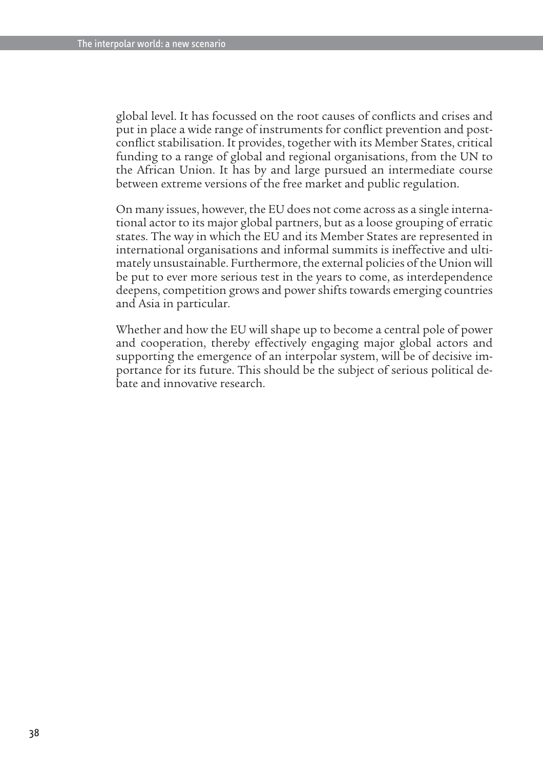global level. It has focussed on the root causes of conflicts and crises and put in place a wide range of instruments for conflict prevention and post-conflict stabilisation. It provides, together with its Member States, critical funding to a range of global and regional organisations, from the UN to the African Union. It has by and large pursued an intermediate course between extreme versions of the free market and public regulation.

On many issues, however, the EU does not come across as a single international actor to its major global partners, but as a loose grouping of erratic states. The way in which the EU and its Member States are represented in international organisations and informal summits is ineffective and ultimately unsustainable. Furthermore, the external policies of the Union will be put to ever more serious test in the years to come, as interdependence deepens, competition grows and power shifts towards emerging countries and Asia in particular.

Whether and how the EU will shape up to become a central pole of power and cooperation, thereby effectively engaging major global actors and supporting the emergence of an interpolar system, will be of decisive importance for its future. This should be the subject of serious political debate and innovative research.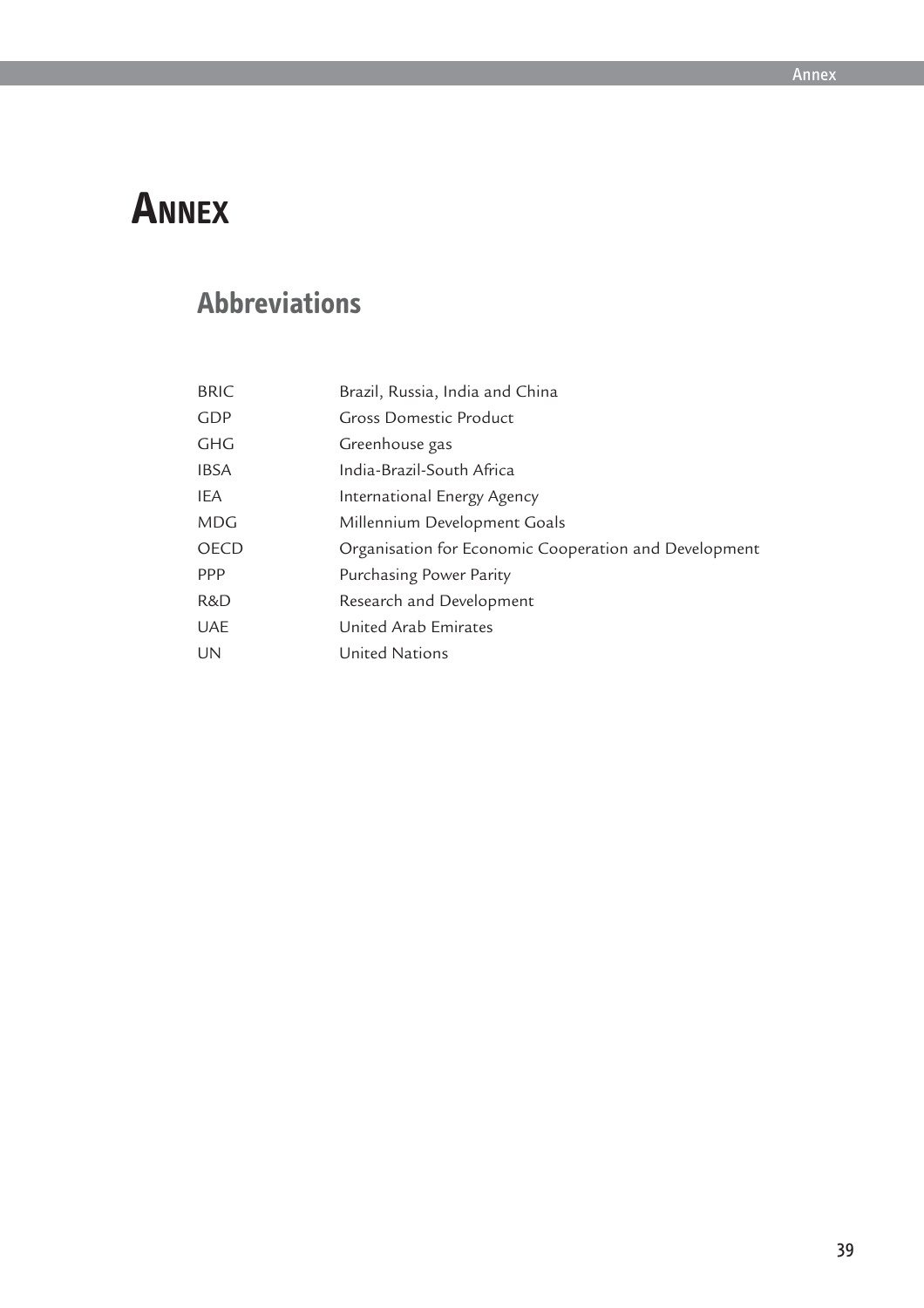# Annex

## Abbreviations

| | |
|---|---|
| BRIC | Brazil, Russia, India and China |
| GDP | Gross Domestic Product |
| GHG | Greenhouse gas |
| IBSA | India-Brazil-South Africa |
| IEA | International Energy Agency |
| MDG | Millennium Development Goals |
| OECD | Organisation for Economic Cooperation and Development |
| PPP | Purchasing Power Parity |
| R&D | Research and Development |
| UAE | United Arab Emirates |
| UN | United Nations |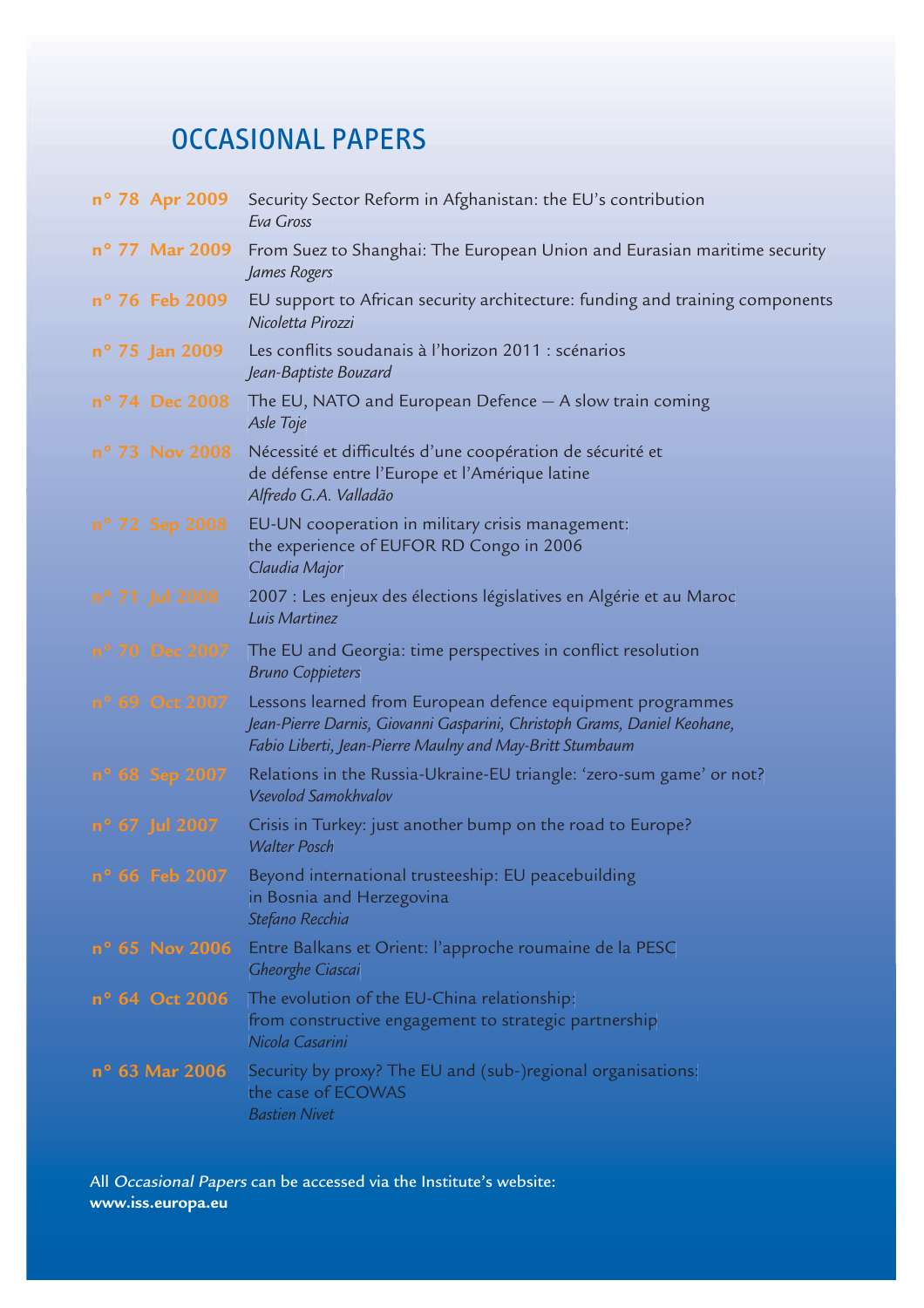# OCCASIONAL PAPERS

**n° 78 Apr 2009** Security Sector Reform in Afghanistan: the EU's contribution
*Eva Gross*

**n° 77 Mar 2009** From Suez to Shanghai: The European Union and Eurasian maritime security
*James Rogers*

**n° 76 Feb 2009** EU support to African security architecture: funding and training components
*Nicoletta Pirozzi*

**n° 75 Jan 2009** Les conflits soudanais à l'horizon 2011 : scénarios
*Jean-Baptiste Bouzard*

**n° 74 Dec 2008** The EU, NATO and European Defence — A slow train coming
*Asle Toje*

**n° 73 Nov 2008** Nécessité et difficultés d'une coopération de sécurité et de défense entre l'Europe et l'Amérique latine
*Alfredo G.A. Valladão*

**n° 72 Sep 2008** EU-UN cooperation in military crisis management: the experience of EUFOR RD Congo in 2006
*Claudia Major*

**n° 71 Jul 2008** 2007 : Les enjeux des élections législatives en Algérie et au Maroc
*Luis Martinez*

**n° 70 Dec 2007** The EU and Georgia: time perspectives in conflict resolution
*Bruno Coppieters*

**n° 69 Oct 2007** Lessons learned from European defence equipment programmes
*Jean-Pierre Darnis, Giovanni Gasparini, Christoph Grams, Daniel Keohane, Fabio Liberti, Jean-Pierre Maulny and May-Britt Stumbaum*

**n° 68 Sep 2007** Relations in the Russia-Ukraine-EU triangle: 'zero-sum game' or not?
*Vsevolod Samokhvalov*

**n° 67 Jul 2007** Crisis in Turkey: just another bump on the road to Europe?
*Walter Posch*

**n° 66 Feb 2007** Beyond international trusteeship: EU peacebuilding in Bosnia and Herzegovina
*Stefano Recchia*

**n° 65 Nov 2006** Entre Balkans et Orient: l'approche roumaine de la PESC
*Gheorghe Ciascai*

**n° 64 Oct 2006** The evolution of the EU-China relationship: from constructive engagement to strategic partnership
*Nicola Casarini*

**n° 63 Mar 2006** Security by proxy? The EU and (sub-)regional organisations: the case of ECOWAS
*Bastien Nivet*

All *Occasional Papers* can be accessed via the Institute's website:
**www.iss.europa.eu**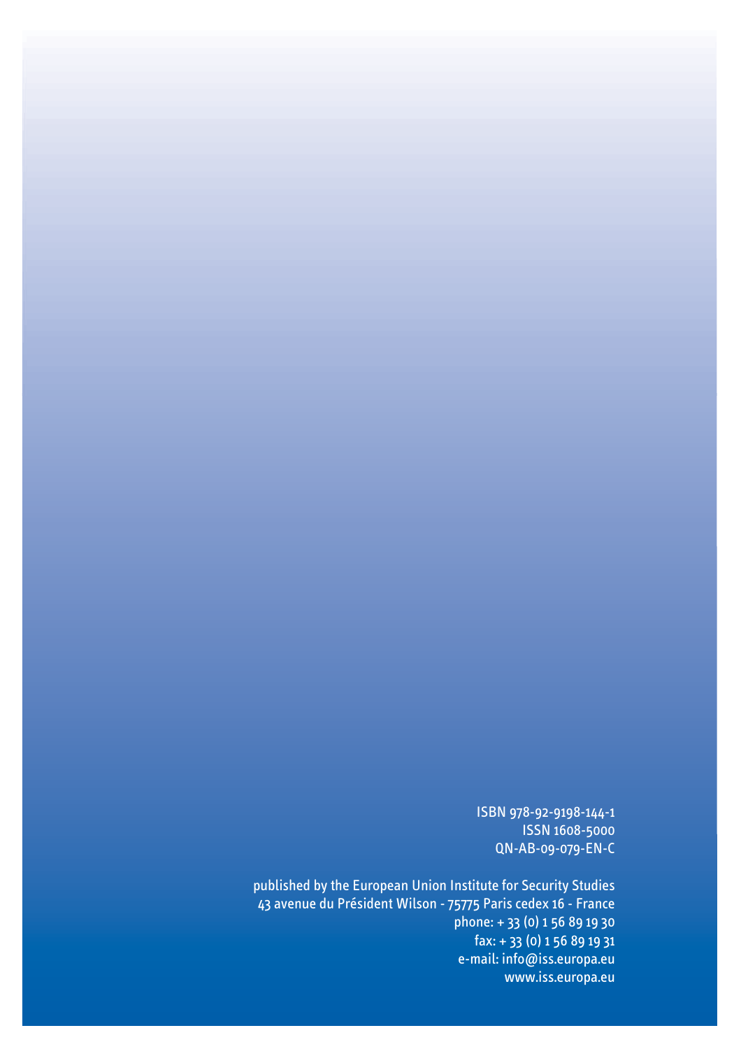ISBN 978-92-9198-144-1
ISSN 1608-5000
QN-AB-09-079-EN-C

published by the European Union Institute for Security Studies
43 avenue du Président Wilson - 75775 Paris cedex 16 - France
phone: + 33 (0) 1 56 89 19 30
fax: + 33 (0) 1 56 89 19 31
e-mail: info@iss.europa.eu
www.iss.europa.eu